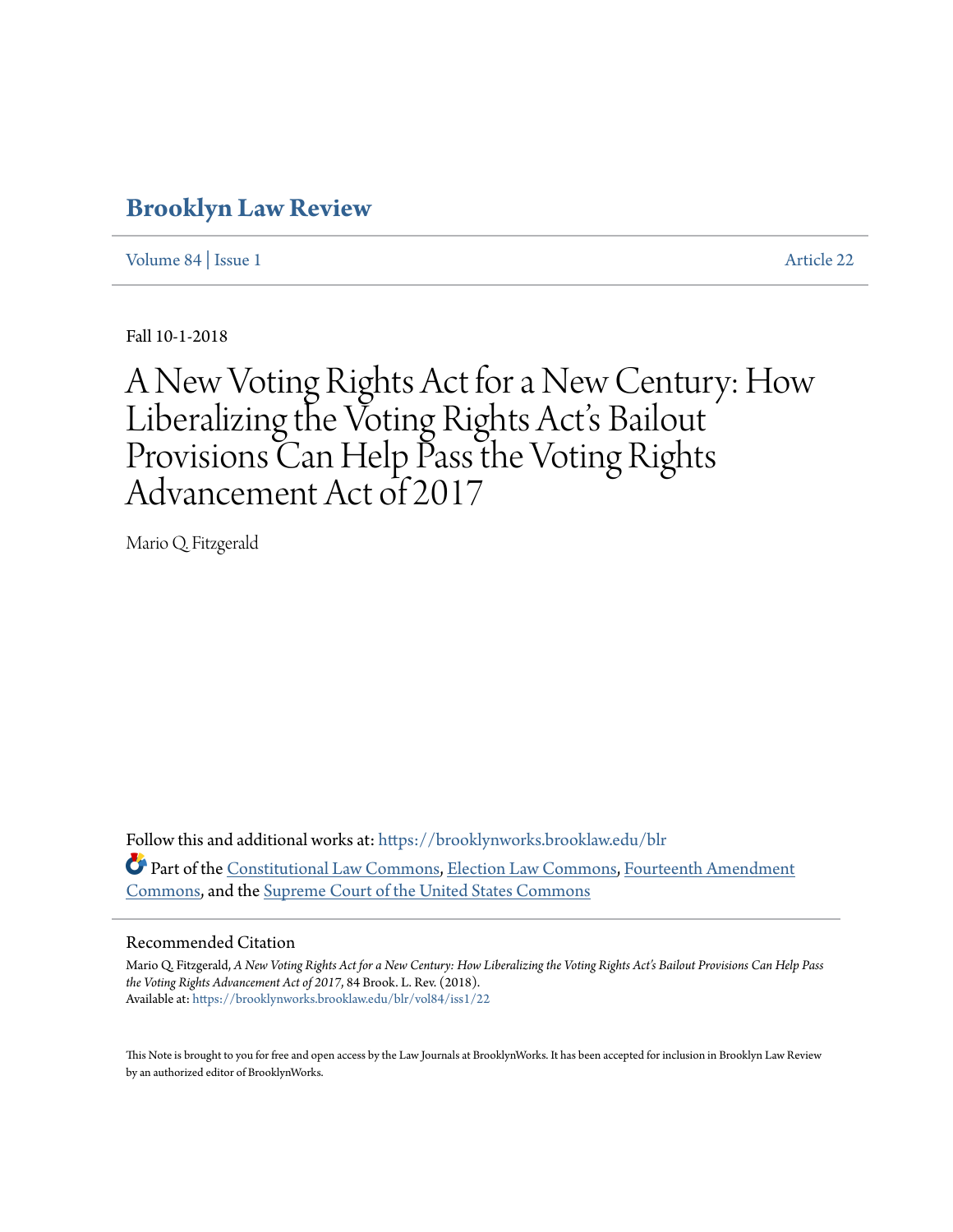# Brooklyn Law Review

Volume 84 | Issue 1 Article 22

Fall 10-1-2018

# A New Voting Rights Act for a New Century: How Liberalizing the Voting Rights Act's Bailout Provisions Can Help Pass the Voting Rights Advancement Act of 2017

Mario Q. Fitzgerald

Follow this and additional works at: https://brooklynworks.brooklaw.edu/blr

Part of the Constitutional Law Commons, Election Law Commons, Fourteenth Amendment Commons, and the Supreme Court of the United States Commons

## Recommended Citation

Mario Q. Fitzgerald, *A New Voting Rights Act for a New Century: How Liberalizing the Voting Rights Act's Bailout Provisions Can Help Pass the Voting Rights Advancement Act of 2017*, 84 Brook. L. Rev. (2018).
Available at: https://brooklynworks.brooklaw.edu/blr/vol84/iss1/22

This Note is brought to you for free and open access by the Law Journals at BrooklynWorks. It has been accepted for inclusion in Brooklyn Law Review by an authorized editor of BrooklynWorks.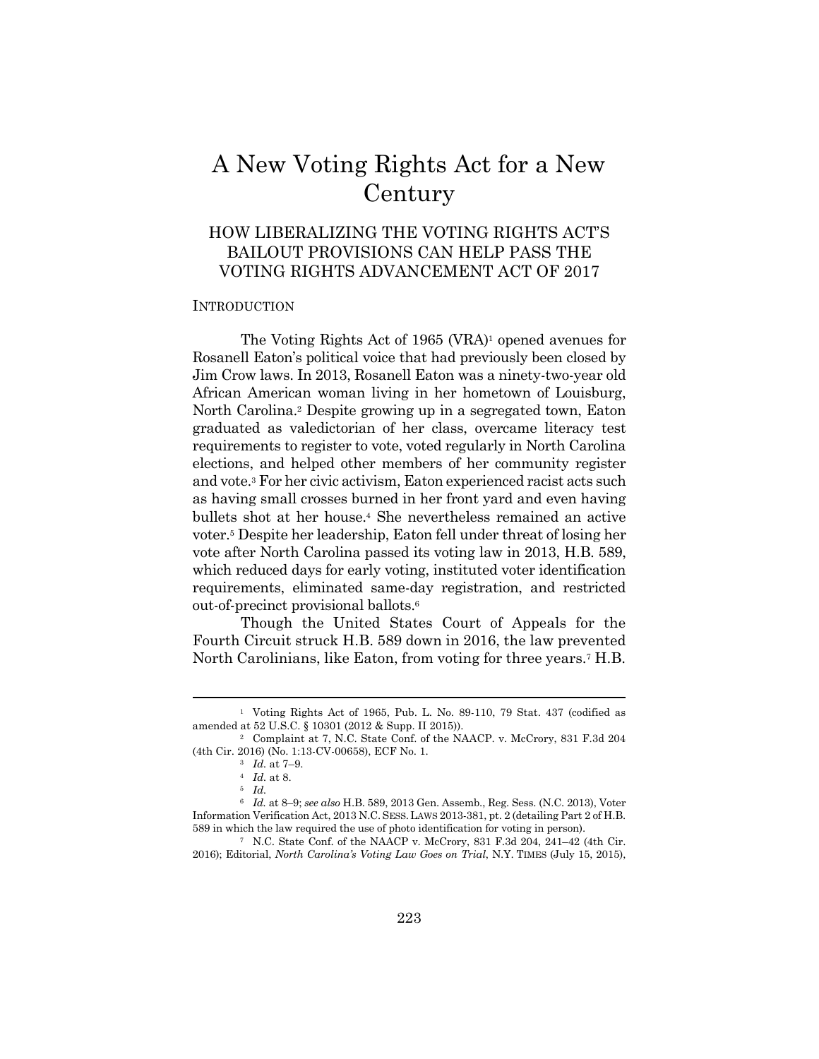# A New Voting Rights Act for a New Century

## HOW LIBERALIZING THE VOTING RIGHTS ACT'S BAILOUT PROVISIONS CAN HELP PASS THE VOTING RIGHTS ADVANCEMENT ACT OF 2017

### INTRODUCTION

The Voting Rights Act of 1965 (VRA)[1] opened avenues for Rosanell Eaton's political voice that had previously been closed by Jim Crow laws. In 2013, Rosanell Eaton was a ninety-two-year old African American woman living in her hometown of Louisburg, North Carolina.[2] Despite growing up in a segregated town, Eaton graduated as valedictorian of her class, overcame literacy test requirements to register to vote, voted regularly in North Carolina elections, and helped other members of her community register and vote.[3] For her civic activism, Eaton experienced racist acts such as having small crosses burned in her front yard and even having bullets shot at her house.[4] She nevertheless remained an active voter.[5] Despite her leadership, Eaton fell under threat of losing her vote after North Carolina passed its voting law in 2013, H.B. 589, which reduced days for early voting, instituted voter identification requirements, eliminated same-day registration, and restricted out-of-precinct provisional ballots.[6]

Though the United States Court of Appeals for the Fourth Circuit struck H.B. 589 down in 2016, the law prevented North Carolinians, like Eaton, from voting for three years.[7] H.B.

---

[1] Voting Rights Act of 1965, Pub. L. No. 89-110, 79 Stat. 437 (codified as amended at 52 U.S.C. § 10301 (2012 & Supp. II 2015)).

[2] Complaint at 7, N.C. State Conf. of the NAACP. v. McCrory, 831 F.3d 204 (4th Cir. 2016) (No. 1:13-CV-00658), ECF No. 1.

[3] *Id.* at 7–9.

[4] *Id.* at 8.

[5] *Id.*

[6] *Id.* at 8–9; *see also* H.B. 589, 2013 Gen. Assemb., Reg. Sess. (N.C. 2013), Voter Information Verification Act, 2013 N.C. SESS. LAWS 2013-381, pt. 2 (detailing Part 2 of H.B. 589 in which the law required the use of photo identification for voting in person).

[7] N.C. State Conf. of the NAACP v. McCrory, 831 F.3d 204, 241–42 (4th Cir. 2016); Editorial, *North Carolina's Voting Law Goes on Trial*, N.Y. TIMES (July 15, 2015),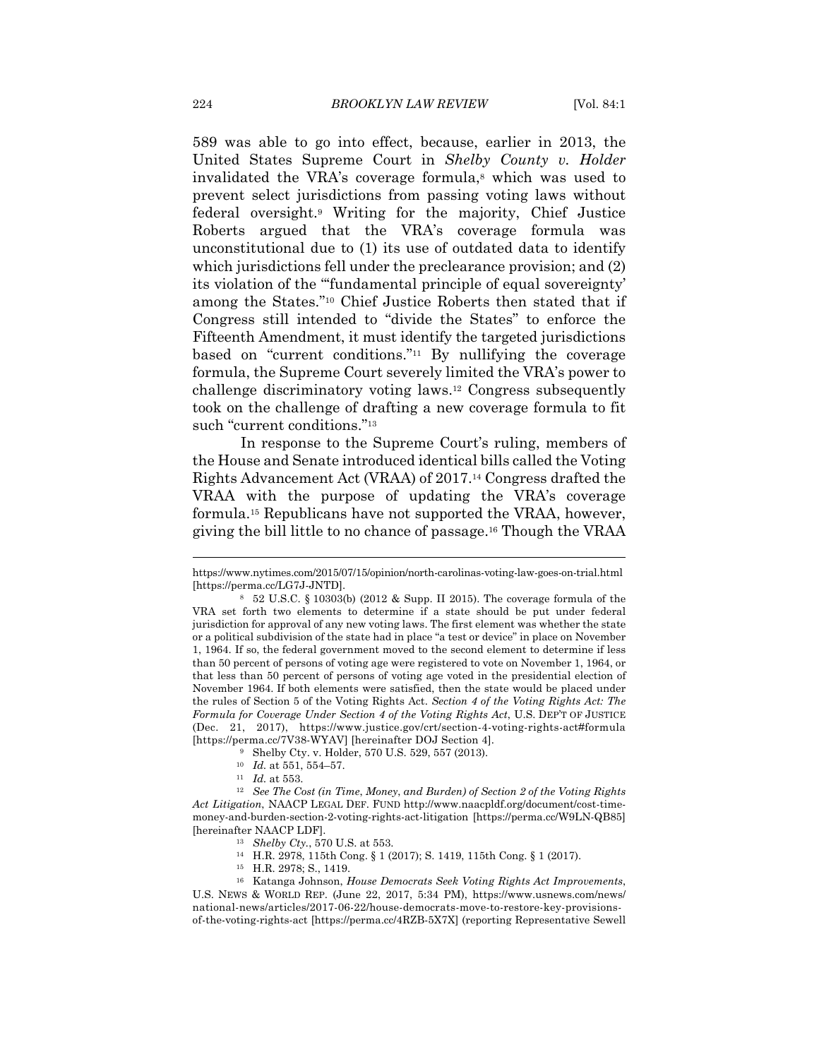589 was able to go into effect, because, earlier in 2013, the United States Supreme Court in *Shelby County v. Holder* invalidated the VRA's coverage formula,[8] which was used to prevent select jurisdictions from passing voting laws without federal oversight.[9] Writing for the majority, Chief Justice Roberts argued that the VRA's coverage formula was unconstitutional due to (1) its use of outdated data to identify which jurisdictions fell under the preclearance provision; and (2) its violation of the "'fundamental principle of equal sovereignty' among the States."[10] Chief Justice Roberts then stated that if Congress still intended to "divide the States" to enforce the Fifteenth Amendment, it must identify the targeted jurisdictions based on "current conditions."[11] By nullifying the coverage formula, the Supreme Court severely limited the VRA's power to challenge discriminatory voting laws.[12] Congress subsequently took on the challenge of drafting a new coverage formula to fit such "current conditions."[13]

In response to the Supreme Court's ruling, members of the House and Senate introduced identical bills called the Voting Rights Advancement Act (VRAA) of 2017.[14] Congress drafted the VRAA with the purpose of updating the VRA's coverage formula.[15] Republicans have not supported the VRAA, however, giving the bill little to no chance of passage.[16] Though the VRAA

---

https://www.nytimes.com/2015/07/15/opinion/north-carolinas-voting-law-goes-on-trial.html [https://perma.cc/LG7J-JNTD].

[8] 52 U.S.C. § 10303(b) (2012 & Supp. II 2015). The coverage formula of the VRA set forth two elements to determine if a state should be put under federal jurisdiction for approval of any new voting laws. The first element was whether the state or a political subdivision of the state had in place "a test or device" in place on November 1, 1964. If so, the federal government moved to the second element to determine if less than 50 percent of persons of voting age were registered to vote on November 1, 1964, or that less than 50 percent of persons of voting age voted in the presidential election of November 1964. If both elements were satisfied, then the state would be placed under the rules of Section 5 of the Voting Rights Act. *Section 4 of the Voting Rights Act: The Formula for Coverage Under Section 4 of the Voting Rights Act*, U.S. DEP'T OF JUSTICE (Dec. 21, 2017), https://www.justice.gov/crt/section-4-voting-rights-act#formula [https://perma.cc/7V38-WYAV] [hereinafter DOJ Section 4].

[9] Shelby Cty. v. Holder, 570 U.S. 529, 557 (2013).

[10] *Id.* at 551, 554–57.

[11] *Id.* at 553.

[12] *See The Cost (in Time, Money, and Burden) of Section 2 of the Voting Rights Act Litigation*, NAACP LEGAL DEF. FUND http://www.naacpldf.org/document/cost-time-money-and-burden-section-2-voting-rights-act-litigation [https://perma.cc/W9LN-QB85] [hereinafter NAACP LDF].

[13] *Shelby Cty.*, 570 U.S. at 553.

[14] H.R. 2978, 115th Cong. § 1 (2017); S. 1419, 115th Cong. § 1 (2017).

[15] H.R. 2978; S., 1419.

[16] Katanga Johnson, *House Democrats Seek Voting Rights Act Improvements*, U.S. NEWS & WORLD REP. (June 22, 2017, 5:34 PM), https://www.usnews.com/news/national-news/articles/2017-06-22/house-democrats-move-to-restore-key-provisions-of-the-voting-rights-act [https://perma.cc/4RZB-5X7X] (reporting Representative Sewell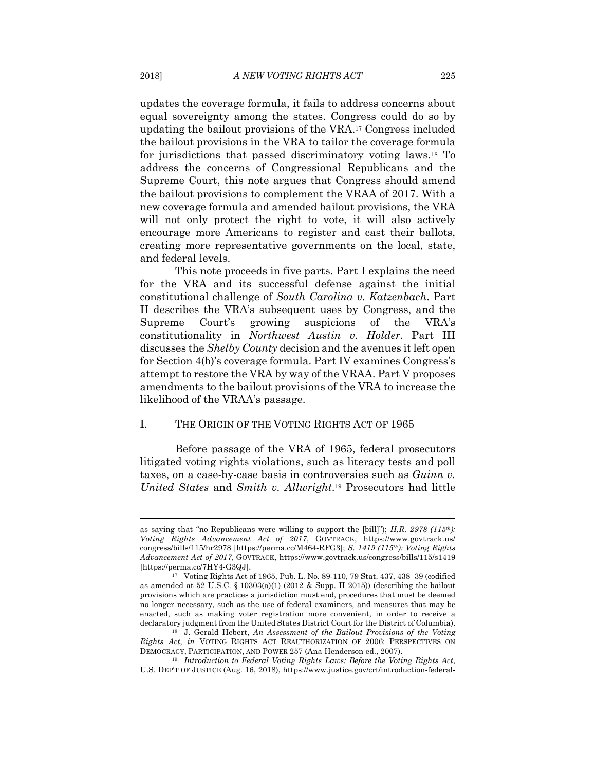updates the coverage formula, it fails to address concerns about equal sovereignty among the states. Congress could do so by updating the bailout provisions of the VRA.[17] Congress included the bailout provisions in the VRA to tailor the coverage formula for jurisdictions that passed discriminatory voting laws.[18] To address the concerns of Congressional Republicans and the Supreme Court, this note argues that Congress should amend the bailout provisions to complement the VRAA of 2017. With a new coverage formula and amended bailout provisions, the VRA will not only protect the right to vote, it will also actively encourage more Americans to register and cast their ballots, creating more representative governments on the local, state, and federal levels.

This note proceeds in five parts. Part I explains the need for the VRA and its successful defense against the initial constitutional challenge of *South Carolina v. Katzenbach*. Part II describes the VRA's subsequent uses by Congress, and the Supreme Court's growing suspicions of the VRA's constitutionality in *Northwest Austin v. Holder*. Part III discusses the *Shelby County* decision and the avenues it left open for Section 4(b)'s coverage formula. Part IV examines Congress's attempt to restore the VRA by way of the VRAA. Part V proposes amendments to the bailout provisions of the VRA to increase the likelihood of the VRAA's passage.

## I. THE ORIGIN OF THE VOTING RIGHTS ACT OF 1965

Before passage of the VRA of 1965, federal prosecutors litigated voting rights violations, such as literacy tests and poll taxes, on a case-by-case basis in controversies such as *Guinn v. United States* and *Smith v. Allwright*.[19] Prosecutors had little

---

as saying that "no Republicans were willing to support the [bill]"); *H.R. 2978 (115th): Voting Rights Advancement Act of 2017*, GOVTRACK, https://www.govtrack.us/congress/bills/115/hr2978 [https://perma.cc/M464-RFG3]; *S. 1419 (115th): Voting Rights Advancement Act of 2017*, GOVTRACK, https://www.govtrack.us/congress/bills/115/s1419 [https://perma.cc/7HY4-G3QJ].

[17] Voting Rights Act of 1965, Pub. L. No. 89-110, 79 Stat. 437, 438–39 (codified as amended at 52 U.S.C. § 10303(a)(1) (2012 & Supp. II 2015)) (describing the bailout provisions which are practices a jurisdiction must end, procedures that must be deemed no longer necessary, such as the use of federal examiners, and measures that may be enacted, such as making voter registration more convenient, in order to receive a declaratory judgment from the United States District Court for the District of Columbia).

[18] J. Gerald Hebert, *An Assessment of the Bailout Provisions of the Voting Rights Act*, *in* VOTING RIGHTS ACT REAUTHORIZATION OF 2006: PERSPECTIVES ON DEMOCRACY, PARTICIPATION, AND POWER 257 (Ana Henderson ed., 2007).

[19] *Introduction to Federal Voting Rights Laws: Before the Voting Rights Act*, U.S. DEP'T OF JUSTICE (Aug. 16, 2018), https://www.justice.gov/crt/introduction-federal-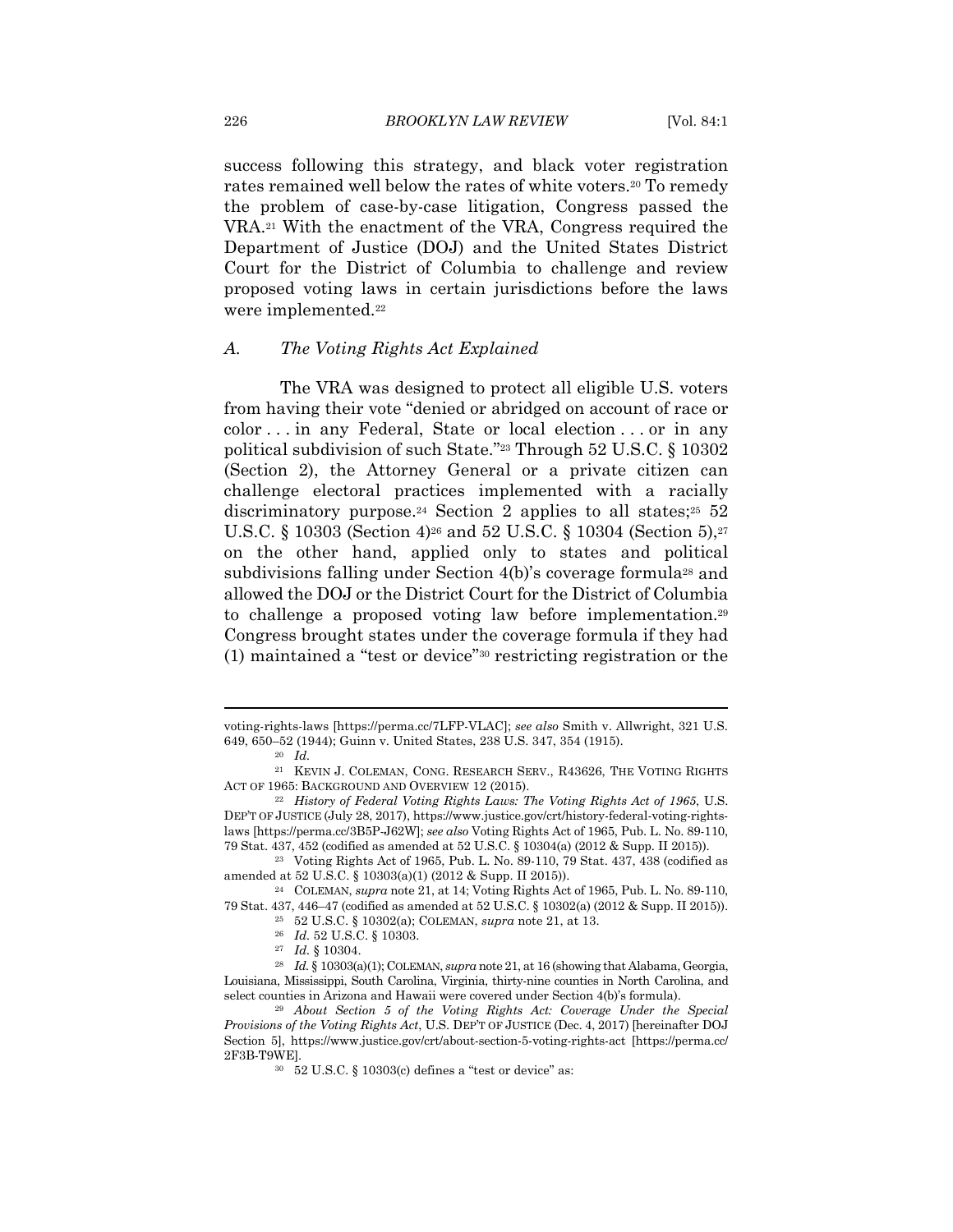success following this strategy, and black voter registration rates remained well below the rates of white voters.[20] To remedy the problem of case-by-case litigation, Congress passed the VRA.[21] With the enactment of the VRA, Congress required the Department of Justice (DOJ) and the United States District Court for the District of Columbia to challenge and review proposed voting laws in certain jurisdictions before the laws were implemented.[22]

### *A. The Voting Rights Act Explained*

The VRA was designed to protect all eligible U.S. voters from having their vote "denied or abridged on account of race or color . . . in any Federal, State or local election . . . or in any political subdivision of such State."[23] Through 52 U.S.C. § 10302 (Section 2), the Attorney General or a private citizen can challenge electoral practices implemented with a racially discriminatory purpose.[24] Section 2 applies to all states;[25] 52 U.S.C. § 10303 (Section 4)[26] and 52 U.S.C. § 10304 (Section 5),[27] on the other hand, applied only to states and political subdivisions falling under Section 4(b)'s coverage formula[28] and allowed the DOJ or the District Court for the District of Columbia to challenge a proposed voting law before implementation.[29] Congress brought states under the coverage formula if they had (1) maintained a "test or device"[30] restricting registration or the

---

voting-rights-laws [https://perma.cc/7LFP-VLAC]; *see also* Smith v. Allwright, 321 U.S. 649, 650–52 (1944); Guinn v. United States, 238 U.S. 347, 354 (1915).

[20] *Id.*

[21] KEVIN J. COLEMAN, CONG. RESEARCH SERV., R43626, THE VOTING RIGHTS ACT OF 1965: BACKGROUND AND OVERVIEW 12 (2015).

[22] *History of Federal Voting Rights Laws: The Voting Rights Act of 1965*, U.S. DEP'T OF JUSTICE (July 28, 2017), https://www.justice.gov/crt/history-federal-voting-rights-laws [https://perma.cc/3B5P-J62W]; *see also* Voting Rights Act of 1965, Pub. L. No. 89-110, 79 Stat. 437, 452 (codified as amended at 52 U.S.C. § 10304(a) (2012 & Supp. II 2015)).

[23] Voting Rights Act of 1965, Pub. L. No. 89-110, 79 Stat. 437, 438 (codified as amended at 52 U.S.C. § 10303(a)(1) (2012 & Supp. II 2015)).

[24] COLEMAN, *supra* note 21, at 14; Voting Rights Act of 1965, Pub. L. No. 89-110, 79 Stat. 437, 446–47 (codified as amended at 52 U.S.C. § 10302(a) (2012 & Supp. II 2015)).

[25] 52 U.S.C. § 10302(a); COLEMAN, *supra* note 21, at 13.

[26] *Id.* 52 U.S.C. § 10303.

[27] *Id.* § 10304.

[28] *Id.* § 10303(a)(1); COLEMAN, *supra* note 21, at 16 (showing that Alabama, Georgia, Louisiana, Mississippi, South Carolina, Virginia, thirty-nine counties in North Carolina, and select counties in Arizona and Hawaii were covered under Section 4(b)'s formula).

[29] *About Section 5 of the Voting Rights Act: Coverage Under the Special Provisions of the Voting Rights Act*, U.S. DEP'T OF JUSTICE (Dec. 4, 2017) [hereinafter DOJ Section 5], https://www.justice.gov/crt/about-section-5-voting-rights-act [https://perma.cc/2F3B-T9WE].

[30] 52 U.S.C. § 10303(c) defines a "test or device" as: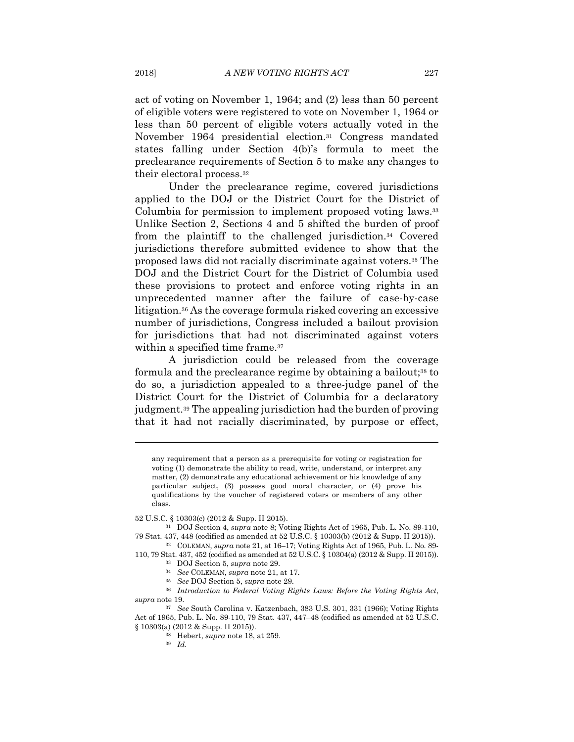act of voting on November 1, 1964; and (2) less than 50 percent of eligible voters were registered to vote on November 1, 1964 or less than 50 percent of eligible voters actually voted in the November 1964 presidential election.[31] Congress mandated states falling under Section 4(b)'s formula to meet the preclearance requirements of Section 5 to make any changes to their electoral process.[32]

Under the preclearance regime, covered jurisdictions applied to the DOJ or the District Court for the District of Columbia for permission to implement proposed voting laws.[33] Unlike Section 2, Sections 4 and 5 shifted the burden of proof from the plaintiff to the challenged jurisdiction.[34] Covered jurisdictions therefore submitted evidence to show that the proposed laws did not racially discriminate against voters.[35] The DOJ and the District Court for the District of Columbia used these provisions to protect and enforce voting rights in an unprecedented manner after the failure of case-by-case litigation.[36] As the coverage formula risked covering an excessive number of jurisdictions, Congress included a bailout provision for jurisdictions that had not discriminated against voters within a specified time frame.[37]

A jurisdiction could be released from the coverage formula and the preclearance regime by obtaining a bailout;[38] to do so, a jurisdiction appealed to a three-judge panel of the District Court for the District of Columbia for a declaratory judgment.[39] The appealing jurisdiction had the burden of proving that it had not racially discriminated, by purpose or effect,

---

> any requirement that a person as a prerequisite for voting or registration for voting (1) demonstrate the ability to read, write, understand, or interpret any matter, (2) demonstrate any educational achievement or his knowledge of any particular subject, (3) possess good moral character, or (4) prove his qualifications by the voucher of registered voters or members of any other class.

52 U.S.C. § 10303(c) (2012 & Supp. II 2015).

[31] DOJ Section 4, *supra* note 8; Voting Rights Act of 1965, Pub. L. No. 89-110, 79 Stat. 437, 448 (codified as amended at 52 U.S.C. § 10303(b) (2012 & Supp. II 2015)).

[32] COLEMAN, *supra* note 21, at 16–17; Voting Rights Act of 1965, Pub. L. No. 89-110, 79 Stat. 437, 452 (codified as amended at 52 U.S.C. § 10304(a) (2012 & Supp. II 2015)).

[33] DOJ Section 5, *supra* note 29.

[34] *See* COLEMAN, *supra* note 21, at 17.

[35] *See* DOJ Section 5, *supra* note 29.

[36] *Introduction to Federal Voting Rights Laws: Before the Voting Rights Act*, *supra* note 19.

[37] *See* South Carolina v. Katzenbach, 383 U.S. 301, 331 (1966); Voting Rights Act of 1965, Pub. L. No. 89-110, 79 Stat. 437, 447–48 (codified as amended at 52 U.S.C. § 10303(a) (2012 & Supp. II 2015)).

[38] Hebert, *supra* note 18, at 259.

[39] *Id.*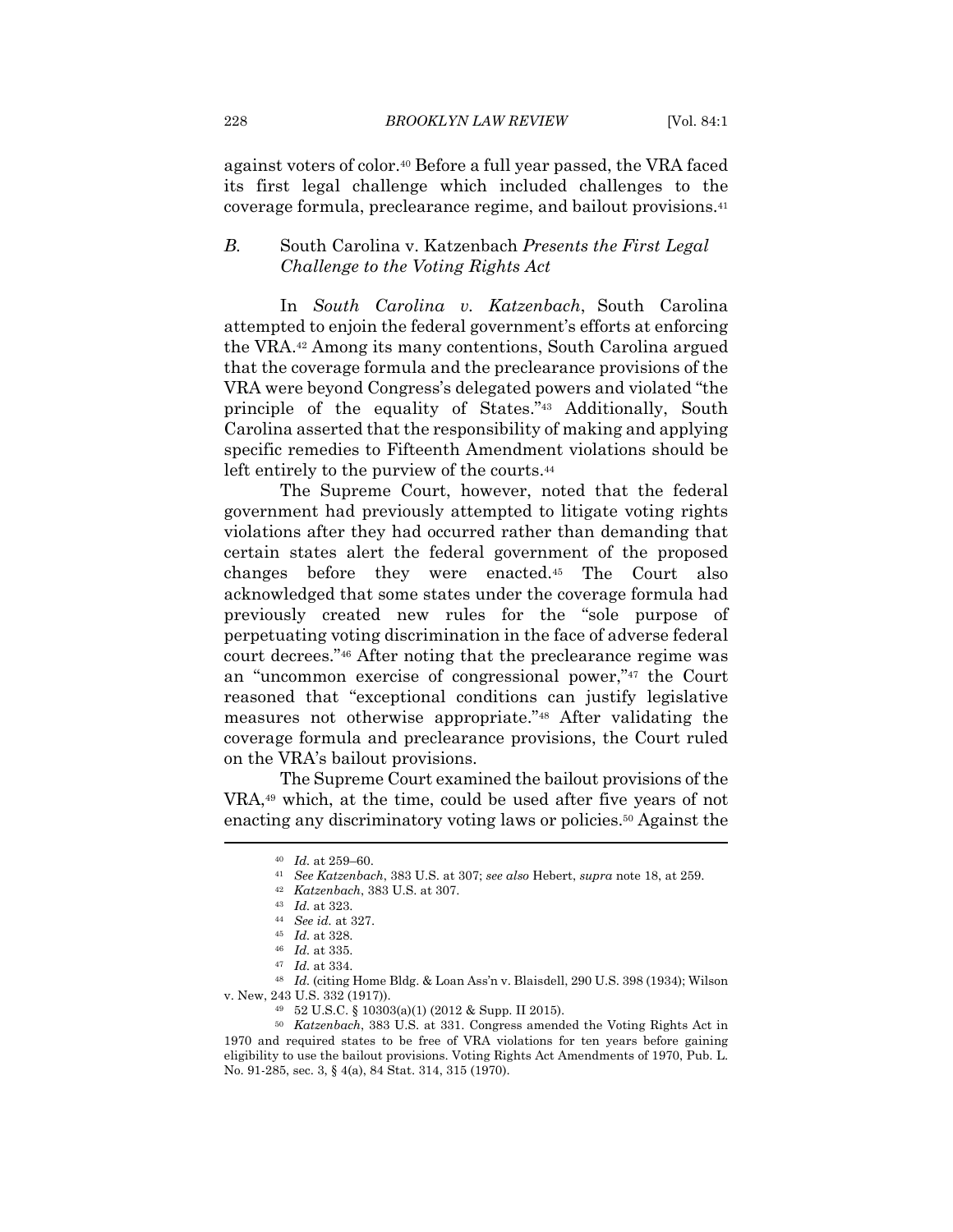against voters of color.[40] Before a full year passed, the VRA faced its first legal challenge which included challenges to the coverage formula, preclearance regime, and bailout provisions.[41]

### *B.* South Carolina v. Katzenbach *Presents the First Legal Challenge to the Voting Rights Act*

In *South Carolina v. Katzenbach*, South Carolina attempted to enjoin the federal government's efforts at enforcing the VRA.[42] Among its many contentions, South Carolina argued that the coverage formula and the preclearance provisions of the VRA were beyond Congress's delegated powers and violated "the principle of the equality of States."[43] Additionally, South Carolina asserted that the responsibility of making and applying specific remedies to Fifteenth Amendment violations should be left entirely to the purview of the courts.[44]

The Supreme Court, however, noted that the federal government had previously attempted to litigate voting rights violations after they had occurred rather than demanding that certain states alert the federal government of the proposed changes before they were enacted.[45] The Court also acknowledged that some states under the coverage formula had previously created new rules for the "sole purpose of perpetuating voting discrimination in the face of adverse federal court decrees."[46] After noting that the preclearance regime was an "uncommon exercise of congressional power,"[47] the Court reasoned that "exceptional conditions can justify legislative measures not otherwise appropriate."[48] After validating the coverage formula and preclearance provisions, the Court ruled on the VRA's bailout provisions.

The Supreme Court examined the bailout provisions of the VRA,[49] which, at the time, could be used after five years of not enacting any discriminatory voting laws or policies.[50] Against the

---

[40] *Id.* at 259–60.

[41] *See Katzenbach*, 383 U.S. at 307; *see also* Hebert, *supra* note 18, at 259.

[42] *Katzenbach*, 383 U.S. at 307.

[43] *Id.* at 323.

[44] *See id.* at 327.

[45] *Id.* at 328.

[46] *Id.* at 335.

[47] *Id.* at 334.

[48] *Id.* (citing Home Bldg. & Loan Ass'n v. Blaisdell, 290 U.S. 398 (1934); Wilson v. New, 243 U.S. 332 (1917)).

[49] 52 U.S.C. § 10303(a)(1) (2012 & Supp. II 2015).

[50] *Katzenbach*, 383 U.S. at 331. Congress amended the Voting Rights Act in 1970 and required states to be free of VRA violations for ten years before gaining eligibility to use the bailout provisions. Voting Rights Act Amendments of 1970, Pub. L. No. 91-285, sec. 3, § 4(a), 84 Stat. 314, 315 (1970).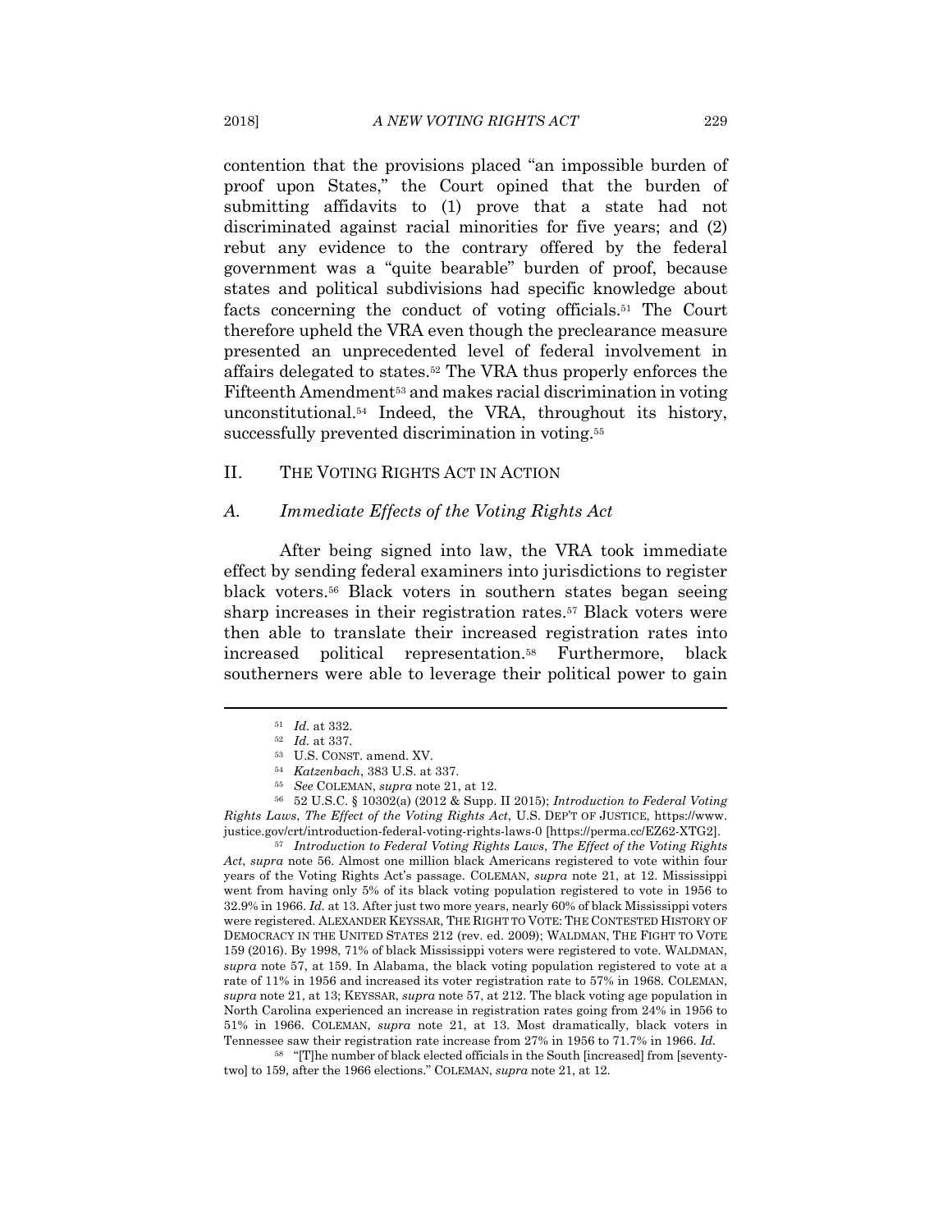contention that the provisions placed "an impossible burden of proof upon States," the Court opined that the burden of submitting affidavits to (1) prove that a state had not discriminated against racial minorities for five years; and (2) rebut any evidence to the contrary offered by the federal government was a "quite bearable" burden of proof, because states and political subdivisions had specific knowledge about facts concerning the conduct of voting officials.[51] The Court therefore upheld the VRA even though the preclearance measure presented an unprecedented level of federal involvement in affairs delegated to states.[52] The VRA thus properly enforces the Fifteenth Amendment[53] and makes racial discrimination in voting unconstitutional.[54] Indeed, the VRA, throughout its history, successfully prevented discrimination in voting.[55]

## II. THE VOTING RIGHTS ACT IN ACTION

### A. *Immediate Effects of the Voting Rights Act*

After being signed into law, the VRA took immediate effect by sending federal examiners into jurisdictions to register black voters.[56] Black voters in southern states began seeing sharp increases in their registration rates.[57] Black voters were then able to translate their increased registration rates into increased political representation.[58] Furthermore, black southerners were able to leverage their political power to gain

---

[51] *Id.* at 332.

[52] *Id.* at 337.

[53] U.S. CONST. amend. XV.

[54] *Katzenbach*, 383 U.S. at 337.

[55] *See* COLEMAN, *supra* note 21, at 12.

[56] 52 U.S.C. § 10302(a) (2012 & Supp. II 2015); *Introduction to Federal Voting Rights Laws*, *The Effect of the Voting Rights Act*, U.S. DEP'T OF JUSTICE, https://www.justice.gov/crt/introduction-federal-voting-rights-laws-0 [https://perma.cc/EZ62-XTG2].

[57] *Introduction to Federal Voting Rights Laws*, *The Effect of the Voting Rights Act*, *supra* note 56. Almost one million black Americans registered to vote within four years of the Voting Rights Act's passage. COLEMAN, *supra* note 21, at 12. Mississippi went from having only 5% of its black voting population registered to vote in 1956 to 32.9% in 1966. *Id.* at 13. After just two more years, nearly 60% of black Mississippi voters were registered. ALEXANDER KEYSSAR, THE RIGHT TO VOTE: THE CONTESTED HISTORY OF DEMOCRACY IN THE UNITED STATES 212 (rev. ed. 2009); WALDMAN, THE FIGHT TO VOTE 159 (2016). By 1998, 71% of black Mississippi voters were registered to vote. WALDMAN, *supra* note 57, at 159. In Alabama, the black voting population registered to vote at a rate of 11% in 1956 and increased its voter registration rate to 57% in 1968. COLEMAN, *supra* note 21, at 13; KEYSSAR, *supra* note 57, at 212. The black voting age population in North Carolina experienced an increase in registration rates going from 24% in 1956 to 51% in 1966. COLEMAN, *supra* note 21, at 13. Most dramatically, black voters in Tennessee saw their registration rate increase from 27% in 1956 to 71.7% in 1966. *Id.*

[58] "[T]he number of black elected officials in the South [increased] from [seventy-two] to 159, after the 1966 elections." COLEMAN, *supra* note 21, at 12.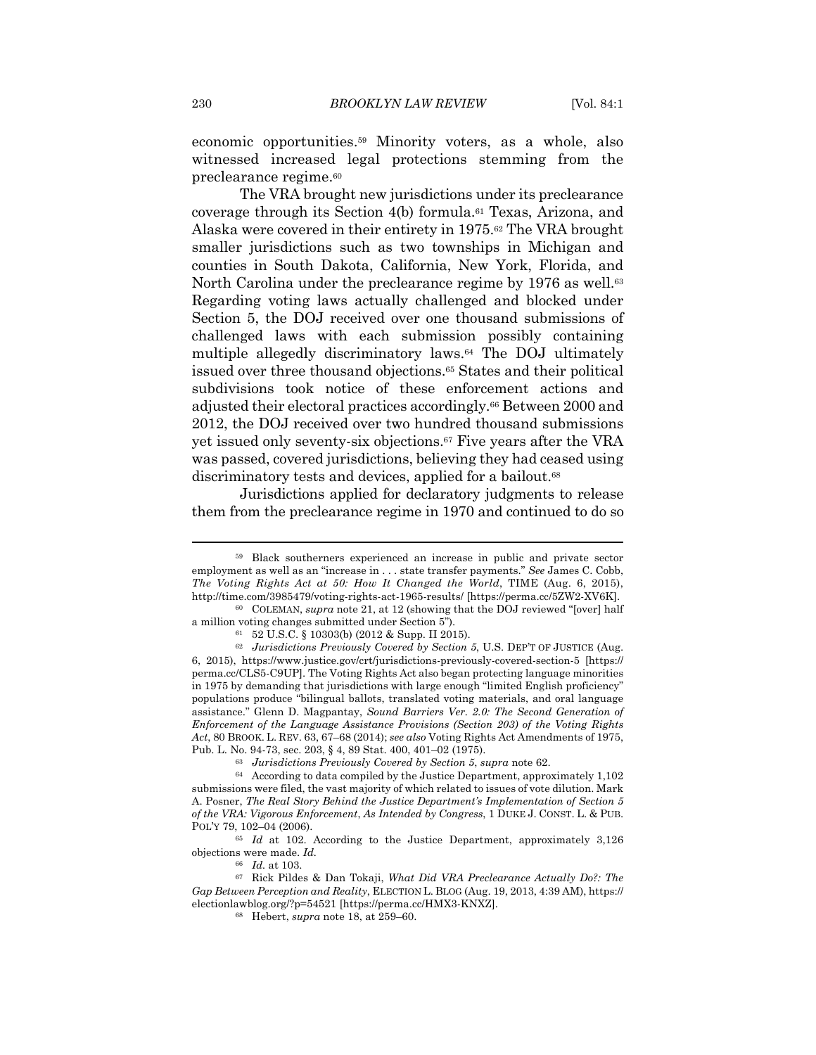economic opportunities.[59] Minority voters, as a whole, also witnessed increased legal protections stemming from the preclearance regime.[60]

The VRA brought new jurisdictions under its preclearance coverage through its Section 4(b) formula.[61] Texas, Arizona, and Alaska were covered in their entirety in 1975.[62] The VRA brought smaller jurisdictions such as two townships in Michigan and counties in South Dakota, California, New York, Florida, and North Carolina under the preclearance regime by 1976 as well.[63] Regarding voting laws actually challenged and blocked under Section 5, the DOJ received over one thousand submissions of challenged laws with each submission possibly containing multiple allegedly discriminatory laws.[64] The DOJ ultimately issued over three thousand objections.[65] States and their political subdivisions took notice of these enforcement actions and adjusted their electoral practices accordingly.[66] Between 2000 and 2012, the DOJ received over two hundred thousand submissions yet issued only seventy-six objections.[67] Five years after the VRA was passed, covered jurisdictions, believing they had ceased using discriminatory tests and devices, applied for a bailout.[68]

Jurisdictions applied for declaratory judgments to release them from the preclearance regime in 1970 and continued to do so

---

[59] Black southerners experienced an increase in public and private sector employment as well as an "increase in . . . state transfer payments." *See* James C. Cobb, *The Voting Rights Act at 50: How It Changed the World*, TIME (Aug. 6, 2015), http://time.com/3985479/voting-rights-act-1965-results/ [https://perma.cc/5ZW2-XV6K].

[60] COLEMAN, *supra* note 21, at 12 (showing that the DOJ reviewed "[over] half a million voting changes submitted under Section 5").

[61] 52 U.S.C. § 10303(b) (2012 & Supp. II 2015).

[62] *Jurisdictions Previously Covered by Section 5*, U.S. DEP'T OF JUSTICE (Aug. 6, 2015), https://www.justice.gov/crt/jurisdictions-previously-covered-section-5 [https://perma.cc/CLS5-C9UP]. The Voting Rights Act also began protecting language minorities in 1975 by demanding that jurisdictions with large enough "limited English proficiency" populations produce "bilingual ballots, translated voting materials, and oral language assistance." Glenn D. Magpantay, *Sound Barriers Ver. 2.0: The Second Generation of Enforcement of the Language Assistance Provisions (Section 203) of the Voting Rights Act*, 80 BROOK. L. REV. 63, 67–68 (2014); *see also* Voting Rights Act Amendments of 1975, Pub. L. No. 94-73, sec. 203, § 4, 89 Stat. 400, 401–02 (1975).

[63] *Jurisdictions Previously Covered by Section 5*, *supra* note 62.

[64] According to data compiled by the Justice Department, approximately 1,102 submissions were filed, the vast majority of which related to issues of vote dilution. Mark A. Posner, *The Real Story Behind the Justice Department's Implementation of Section 5 of the VRA: Vigorous Enforcement, As Intended by Congress*, 1 DUKE J. CONST. L. & PUB. POL'Y 79, 102–04 (2006).

[65] *Id* at 102. According to the Justice Department, approximately 3,126 objections were made. *Id.*

[66] *Id.* at 103.

[67] Rick Pildes & Dan Tokaji, *What Did VRA Preclearance Actually Do?: The Gap Between Perception and Reality*, ELECTION L. BLOG (Aug. 19, 2013, 4:39 AM), https://electionlawblog.org/?p=54521 [https://perma.cc/HMX3-KNXZ].

[68] Hebert, *supra* note 18, at 259–60.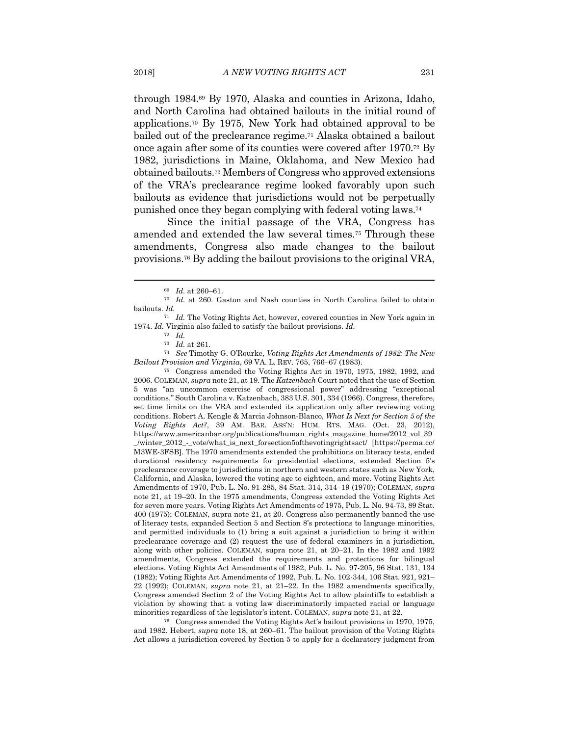through 1984.[69] By 1970, Alaska and counties in Arizona, Idaho, and North Carolina had obtained bailouts in the initial round of applications.[70] By 1975, New York had obtained approval to be bailed out of the preclearance regime.[71] Alaska obtained a bailout once again after some of its counties were covered after 1970.[72] By 1982, jurisdictions in Maine, Oklahoma, and New Mexico had obtained bailouts.[73] Members of Congress who approved extensions of the VRA's preclearance regime looked favorably upon such bailouts as evidence that jurisdictions would not be perpetually punished once they began complying with federal voting laws.[74]

Since the initial passage of the VRA, Congress has amended and extended the law several times.[75] Through these amendments, Congress also made changes to the bailout provisions.[76] By adding the bailout provisions to the original VRA,

---

[69] *Id.* at 260–61.

[70] *Id.* at 260. Gaston and Nash counties in North Carolina failed to obtain bailouts. *Id.*

[71] *Id.* The Voting Rights Act, however, covered counties in New York again in 1974. *Id.* Virginia also failed to satisfy the bailout provisions. *Id.*

[72] *Id.*

[73] *Id.* at 261.

[74] *See* Timothy G. O'Rourke, *Voting Rights Act Amendments of 1982: The New Bailout Provision and Virginia*, 69 VA. L. REV. 765, 766–67 (1983).

[75] Congress amended the Voting Rights Act in 1970, 1975, 1982, 1992, and 2006. COLEMAN, *supra* note 21, at 19. The *Katzenbach* Court noted that the use of Section 5 was "an uncommon exercise of congressional power" addressing "exceptional conditions." South Carolina v. Katzenbach, 383 U.S. 301, 334 (1966). Congress, therefore, set time limits on the VRA and extended its application only after reviewing voting conditions. Robert A. Kengle & Marcia Johnson-Blanco, *What Is Next for Section 5 of the Voting Rights Act?*, 39 AM. BAR. ASS'N: HUM. RTS. MAG. (Oct. 23, 2012), https://www.americanbar.org/publications/human_rights_magazine_home/2012_vol_39_/winter_2012_-_vote/what_is_next_forsection5ofthevotingrightsact/ [https://perma.cc/M3WE-3FSB]. The 1970 amendments extended the prohibitions on literacy tests, ended durational residency requirements for presidential elections, extended Section 5's preclearance coverage to jurisdictions in northern and western states such as New York, California, and Alaska, lowered the voting age to eighteen, and more. Voting Rights Act Amendments of 1970, Pub. L. No. 91-285, 84 Stat. 314, 314–19 (1970); COLEMAN, *supra* note 21, at 19–20. In the 1975 amendments, Congress extended the Voting Rights Act for seven more years. Voting Rights Act Amendments of 1975, Pub. L. No. 94-73, 89 Stat. 400 (1975); COLEMAN, supra note 21, at 20. Congress also permanently banned the use of literacy tests, expanded Section 5 and Section 8's protections to language minorities, and permitted individuals to (1) bring a suit against a jurisdiction to bring it within preclearance coverage and (2) request the use of federal examiners in a jurisdiction, along with other policies. COLEMAN, supra note 21, at 20–21. In the 1982 and 1992 amendments, Congress extended the requirements and protections for bilingual elections. Voting Rights Act Amendments of 1982, Pub. L. No. 97-205, 96 Stat. 131, 134 (1982); Voting Rights Act Amendments of 1992, Pub. L. No. 102-344, 106 Stat. 921, 921–22 (1992); COLEMAN, *supra* note 21, at 21–22. In the 1982 amendments specifically, Congress amended Section 2 of the Voting Rights Act to allow plaintiffs to establish a violation by showing that a voting law discriminatorily impacted racial or language minorities regardless of the legislator's intent. COLEMAN, *supra* note 21, at 22.

[76] Congress amended the Voting Rights Act's bailout provisions in 1970, 1975, and 1982. Hebert, *supra* note 18, at 260–61. The bailout provision of the Voting Rights Act allows a jurisdiction covered by Section 5 to apply for a declaratory judgment from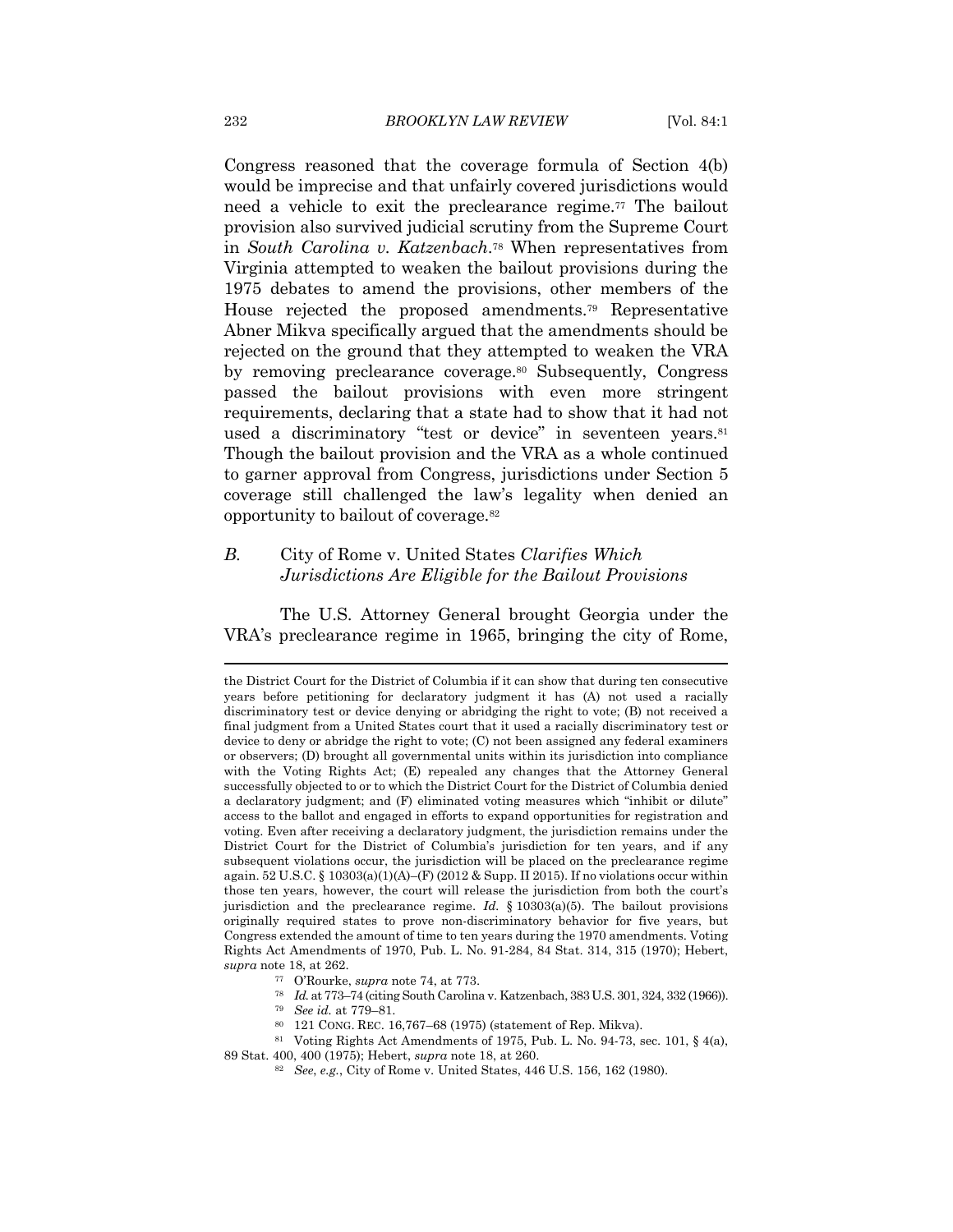Congress reasoned that the coverage formula of Section 4(b) would be imprecise and that unfairly covered jurisdictions would need a vehicle to exit the preclearance regime.[77] The bailout provision also survived judicial scrutiny from the Supreme Court in *South Carolina v. Katzenbach*.[78] When representatives from Virginia attempted to weaken the bailout provisions during the 1975 debates to amend the provisions, other members of the House rejected the proposed amendments.[79] Representative Abner Mikva specifically argued that the amendments should be rejected on the ground that they attempted to weaken the VRA by removing preclearance coverage.[80] Subsequently, Congress passed the bailout provisions with even more stringent requirements, declaring that a state had to show that it had not used a discriminatory "test or device" in seventeen years.[81] Though the bailout provision and the VRA as a whole continued to garner approval from Congress, jurisdictions under Section 5 coverage still challenged the law's legality when denied an opportunity to bailout of coverage.[82]

### *B.* City of Rome v. United States *Clarifies Which Jurisdictions Are Eligible for the Bailout Provisions*

The U.S. Attorney General brought Georgia under the VRA's preclearance regime in 1965, bringing the city of Rome,

---

the District Court for the District of Columbia if it can show that during ten consecutive years before petitioning for declaratory judgment it has (A) not used a racially discriminatory test or device denying or abridging the right to vote; (B) not received a final judgment from a United States court that it used a racially discriminatory test or device to deny or abridge the right to vote; (C) not been assigned any federal examiners or observers; (D) brought all governmental units within its jurisdiction into compliance with the Voting Rights Act; (E) repealed any changes that the Attorney General successfully objected to or to which the District Court for the District of Columbia denied a declaratory judgment; and (F) eliminated voting measures which "inhibit or dilute" access to the ballot and engaged in efforts to expand opportunities for registration and voting. Even after receiving a declaratory judgment, the jurisdiction remains under the District Court for the District of Columbia's jurisdiction for ten years, and if any subsequent violations occur, the jurisdiction will be placed on the preclearance regime again. 52 U.S.C. § 10303(a)(1)(A)–(F) (2012 & Supp. II 2015). If no violations occur within those ten years, however, the court will release the jurisdiction from both the court's jurisdiction and the preclearance regime. *Id.* § 10303(a)(5). The bailout provisions originally required states to prove non-discriminatory behavior for five years, but Congress extended the amount of time to ten years during the 1970 amendments. Voting Rights Act Amendments of 1970, Pub. L. No. 91-284, 84 Stat. 314, 315 (1970); Hebert, *supra* note 18, at 262.

[77] O'Rourke, *supra* note 74, at 773.

[78] *Id.* at 773–74 (citing South Carolina v. Katzenbach, 383 U.S. 301, 324, 332 (1966)).

[79] *See id.* at 779–81.

[80] 121 CONG. REC. 16,767–68 (1975) (statement of Rep. Mikva).

[81] Voting Rights Act Amendments of 1975, Pub. L. No. 94-73, sec. 101, § 4(a), 89 Stat. 400, 400 (1975); Hebert, *supra* note 18, at 260.

[82] *See, e.g.*, City of Rome v. United States, 446 U.S. 156, 162 (1980).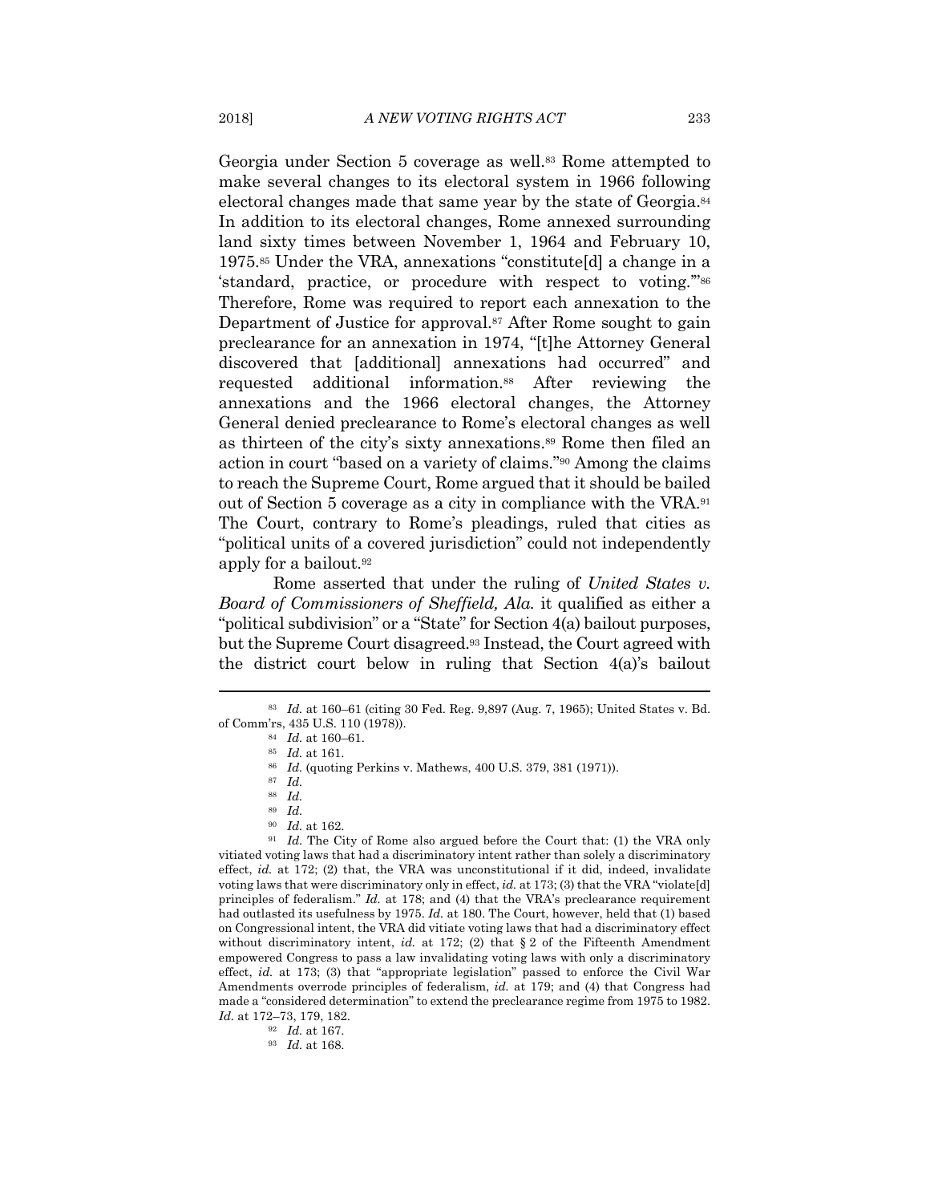Georgia under Section 5 coverage as well.[83] Rome attempted to make several changes to its electoral system in 1966 following electoral changes made that same year by the state of Georgia.[84] In addition to its electoral changes, Rome annexed surrounding land sixty times between November 1, 1964 and February 10, 1975.[85] Under the VRA, annexations "constitute[d] a change in a 'standard, practice, or procedure with respect to voting.'"[86] Therefore, Rome was required to report each annexation to the Department of Justice for approval.[87] After Rome sought to gain preclearance for an annexation in 1974, "[t]he Attorney General discovered that [additional] annexations had occurred" and requested additional information.[88] After reviewing the annexations and the 1966 electoral changes, the Attorney General denied preclearance to Rome's electoral changes as well as thirteen of the city's sixty annexations.[89] Rome then filed an action in court "based on a variety of claims."[90] Among the claims to reach the Supreme Court, Rome argued that it should be bailed out of Section 5 coverage as a city in compliance with the VRA.[91] The Court, contrary to Rome's pleadings, ruled that cities as "political units of a covered jurisdiction" could not independently apply for a bailout.[92]

Rome asserted that under the ruling of *United States v. Board of Commissioners of Sheffield, Ala.* it qualified as either a "political subdivision" or a "State" for Section 4(a) bailout purposes, but the Supreme Court disagreed.[93] Instead, the Court agreed with the district court below in ruling that Section 4(a)'s bailout

---

[83] *Id.* at 160–61 (citing 30 Fed. Reg. 9,897 (Aug. 7, 1965); United States v. Bd. of Comm'rs, 435 U.S. 110 (1978)).

[84] *Id.* at 160–61.

[85] *Id.* at 161.

[86] *Id.* (quoting Perkins v. Mathews, 400 U.S. 379, 381 (1971)).

[87] *Id.*

[88] *Id.*

[89] *Id.*

[90] *Id.* at 162.

[91] *Id.* The City of Rome also argued before the Court that: (1) the VRA only vitiated voting laws that had a discriminatory intent rather than solely a discriminatory effect, *id.* at 172; (2) that, the VRA was unconstitutional if it did, indeed, invalidate voting laws that were discriminatory only in effect, *id.* at 173; (3) that the VRA "violate[d] principles of federalism." *Id.* at 178; and (4) that the VRA's preclearance requirement had outlasted its usefulness by 1975. *Id.* at 180. The Court, however, held that (1) based on Congressional intent, the VRA did vitiate voting laws that had a discriminatory effect without discriminatory intent, *id.* at 172; (2) that § 2 of the Fifteenth Amendment empowered Congress to pass a law invalidating voting laws with only a discriminatory effect, *id.* at 173; (3) that "appropriate legislation" passed to enforce the Civil War Amendments override principles of federalism, *id.* at 179; and (4) that Congress had made a "considered determination" to extend the preclearance regime from 1975 to 1982. *Id.* at 172–73, 179, 182.

[92] *Id.* at 167.

[93] *Id.* at 168.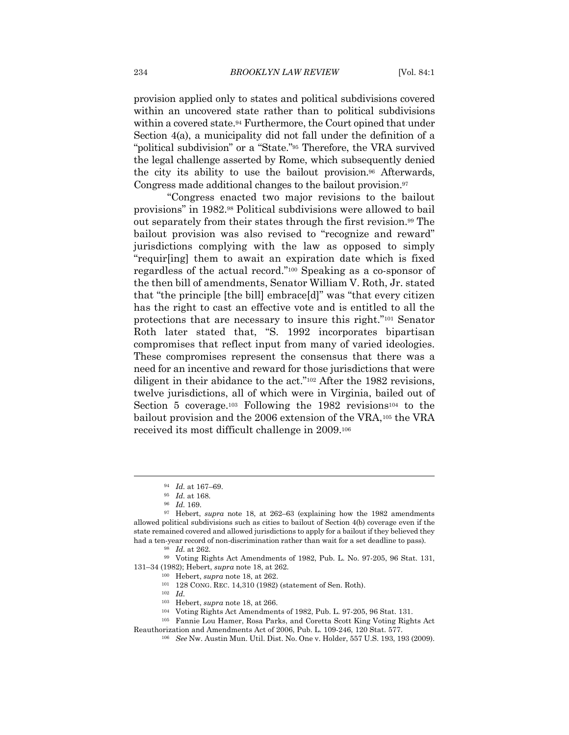provision applied only to states and political subdivisions covered within an uncovered state rather than to political subdivisions within a covered state.[94] Furthermore, the Court opined that under Section 4(a), a municipality did not fall under the definition of a "political subdivision" or a "State."[95] Therefore, the VRA survived the legal challenge asserted by Rome, which subsequently denied the city its ability to use the bailout provision.[96] Afterwards, Congress made additional changes to the bailout provision.[97]

"Congress enacted two major revisions to the bailout provisions" in 1982.[98] Political subdivisions were allowed to bail out separately from their states through the first revision.[99] The bailout provision was also revised to "recognize and reward" jurisdictions complying with the law as opposed to simply "requir[ing] them to await an expiration date which is fixed regardless of the actual record."[100] Speaking as a co-sponsor of the then bill of amendments, Senator William V. Roth, Jr. stated that "the principle [the bill] embrace[d]" was "that every citizen has the right to cast an effective vote and is entitled to all the protections that are necessary to insure this right."[101] Senator Roth later stated that, "S. 1992 incorporates bipartisan compromises that reflect input from many of varied ideologies. These compromises represent the consensus that there was a need for an incentive and reward for those jurisdictions that were diligent in their abidance to the act."[102] After the 1982 revisions, twelve jurisdictions, all of which were in Virginia, bailed out of Section 5 coverage.[103] Following the 1982 revisions[104] to the bailout provision and the 2006 extension of the VRA,[105] the VRA received its most difficult challenge in 2009.[106]

---

[94] *Id.* at 167–69.

[95] *Id.* at 168.

[96] *Id.* 169.

[97] Hebert, *supra* note 18, at 262–63 (explaining how the 1982 amendments allowed political subdivisions such as cities to bailout of Section 4(b) coverage even if the state remained covered and allowed jurisdictions to apply for a bailout if they believed they had a ten-year record of non-discrimination rather than wait for a set deadline to pass).

[98] *Id.* at 262.

[99] Voting Rights Act Amendments of 1982, Pub. L. No. 97-205, 96 Stat. 131, 131–34 (1982); Hebert, *supra* note 18, at 262.

[100] Hebert, *supra* note 18, at 262.

[101] 128 CONG. REC. 14,310 (1982) (statement of Sen. Roth).

[102] *Id.*

[103] Hebert, *supra* note 18, at 266.

[104] Voting Rights Act Amendments of 1982, Pub. L. 97-205, 96 Stat. 131.

[105] Fannie Lou Hamer, Rosa Parks, and Coretta Scott King Voting Rights Act Reauthorization and Amendments Act of 2006, Pub. L. 109-246, 120 Stat. 577.

[106] *See* Nw. Austin Mun. Util. Dist. No. One v. Holder, 557 U.S. 193, 193 (2009).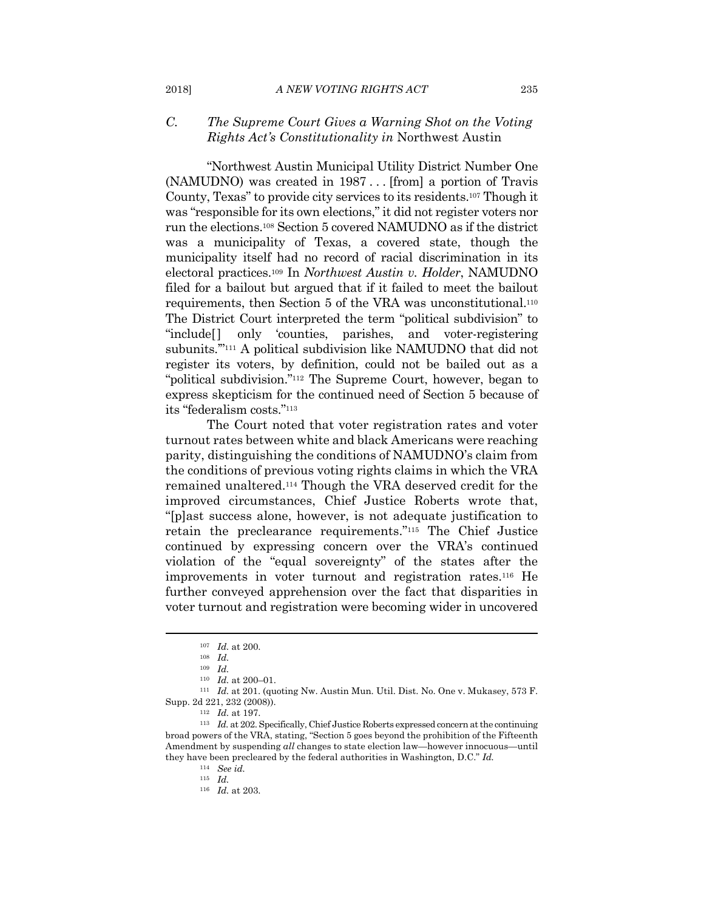### C. *The Supreme Court Gives a Warning Shot on the Voting Rights Act's Constitutionality in* Northwest Austin

"Northwest Austin Municipal Utility District Number One (NAMUDNO) was created in 1987 . . . [from] a portion of Travis County, Texas" to provide city services to its residents.[107] Though it was "responsible for its own elections," it did not register voters nor run the elections.[108] Section 5 covered NAMUDNO as if the district was a municipality of Texas, a covered state, though the municipality itself had no record of racial discrimination in its electoral practices.[109] In *Northwest Austin v. Holder*, NAMUDNO filed for a bailout but argued that if it failed to meet the bailout requirements, then Section 5 of the VRA was unconstitutional.[110] The District Court interpreted the term "political subdivision" to "include[] only 'counties, parishes, and voter-registering subunits.'"[111] A political subdivision like NAMUDNO that did not register its voters, by definition, could not be bailed out as a "political subdivision."[112] The Supreme Court, however, began to express skepticism for the continued need of Section 5 because of its "federalism costs."[113]

The Court noted that voter registration rates and voter turnout rates between white and black Americans were reaching parity, distinguishing the conditions of NAMUDNO's claim from the conditions of previous voting rights claims in which the VRA remained unaltered.[114] Though the VRA deserved credit for the improved circumstances, Chief Justice Roberts wrote that, "[p]ast success alone, however, is not adequate justification to retain the preclearance requirements."[115] The Chief Justice continued by expressing concern over the VRA's continued violation of the "equal sovereignty" of the states after the improvements in voter turnout and registration rates.[116] He further conveyed apprehension over the fact that disparities in voter turnout and registration were becoming wider in uncovered

---

[107] *Id.* at 200.

[108] *Id.*

[109] *Id.*

[110] *Id.* at 200–01.

[111] *Id.* at 201. (quoting Nw. Austin Mun. Util. Dist. No. One v. Mukasey, 573 F. Supp. 2d 221, 232 (2008)).

[112] *Id.* at 197.

[113] *Id.* at 202. Specifically, Chief Justice Roberts expressed concern at the continuing broad powers of the VRA, stating, "Section 5 goes beyond the prohibition of the Fifteenth Amendment by suspending *all* changes to state election law—however innocuous—until they have been precleared by the federal authorities in Washington, D.C." *Id.*

[114] *See id.*

[115] *Id.*

[116] *Id.* at 203.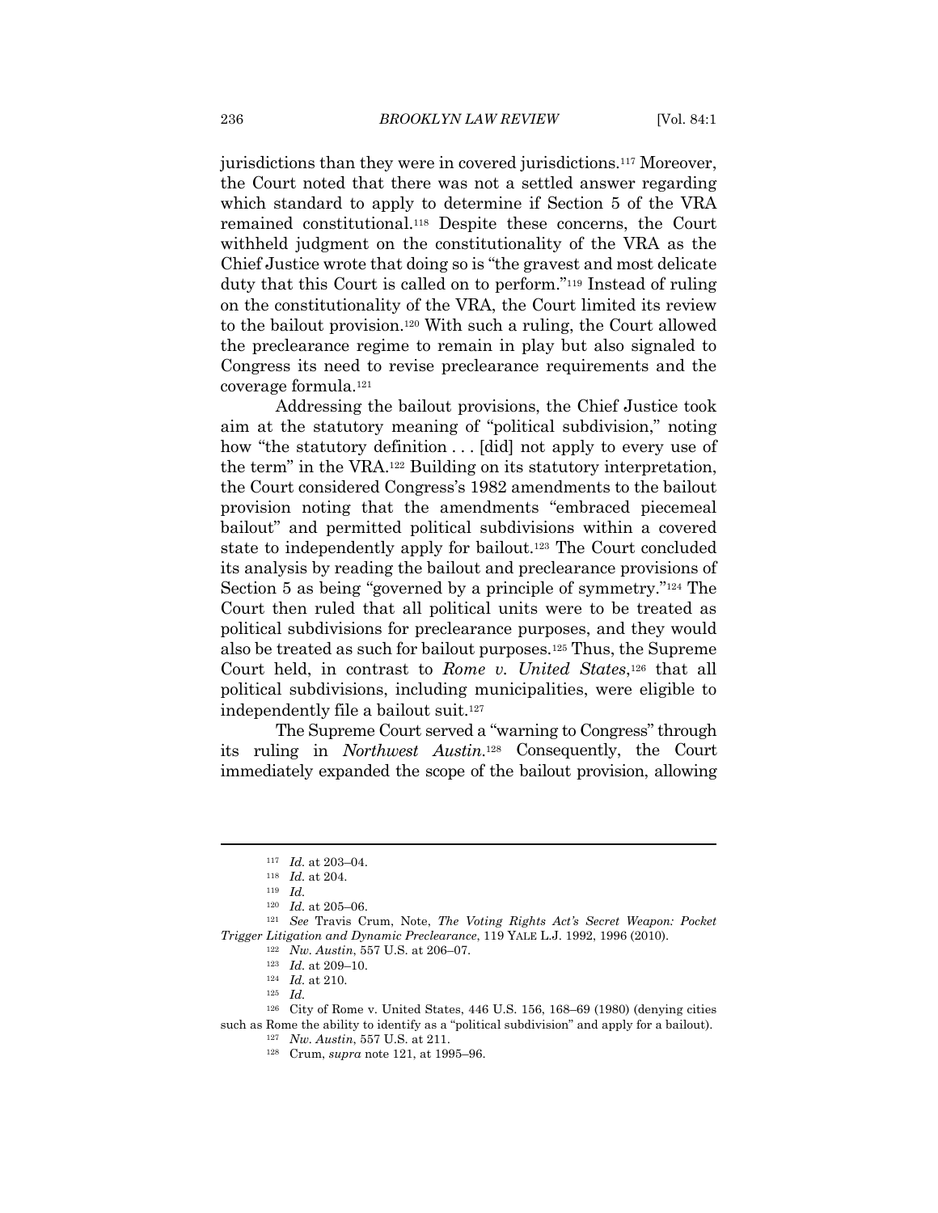jurisdictions than they were in covered jurisdictions.[117] Moreover, the Court noted that there was not a settled answer regarding which standard to apply to determine if Section 5 of the VRA remained constitutional.[118] Despite these concerns, the Court withheld judgment on the constitutionality of the VRA as the Chief Justice wrote that doing so is "the gravest and most delicate duty that this Court is called on to perform."[119] Instead of ruling on the constitutionality of the VRA, the Court limited its review to the bailout provision.[120] With such a ruling, the Court allowed the preclearance regime to remain in play but also signaled to Congress its need to revise preclearance requirements and the coverage formula.[121]

Addressing the bailout provisions, the Chief Justice took aim at the statutory meaning of "political subdivision," noting how "the statutory definition . . . [did] not apply to every use of the term" in the VRA.[122] Building on its statutory interpretation, the Court considered Congress's 1982 amendments to the bailout provision noting that the amendments "embraced piecemeal bailout" and permitted political subdivisions within a covered state to independently apply for bailout.[123] The Court concluded its analysis by reading the bailout and preclearance provisions of Section 5 as being "governed by a principle of symmetry."[124] The Court then ruled that all political units were to be treated as political subdivisions for preclearance purposes, and they would also be treated as such for bailout purposes.[125] Thus, the Supreme Court held, in contrast to *Rome v. United States*,[126] that all political subdivisions, including municipalities, were eligible to independently file a bailout suit.[127]

The Supreme Court served a "warning to Congress" through its ruling in *Northwest Austin*.[128] Consequently, the Court immediately expanded the scope of the bailout provision, allowing

---

[117] *Id.* at 203–04.

[118] *Id.* at 204.

[119] *Id.*

[120] *Id.* at 205–06.

[121] *See* Travis Crum, Note, *The Voting Rights Act's Secret Weapon: Pocket Trigger Litigation and Dynamic Preclearance*, 119 YALE L.J. 1992, 1996 (2010).

[122] *Nw. Austin*, 557 U.S. at 206–07.

[123] *Id.* at 209–10.

[124] *Id.* at 210.

[125] *Id.*

[126] City of Rome v. United States, 446 U.S. 156, 168–69 (1980) (denying cities such as Rome the ability to identify as a "political subdivision" and apply for a bailout).

[127] *Nw. Austin*, 557 U.S. at 211.

[128] Crum, *supra* note 121, at 1995–96.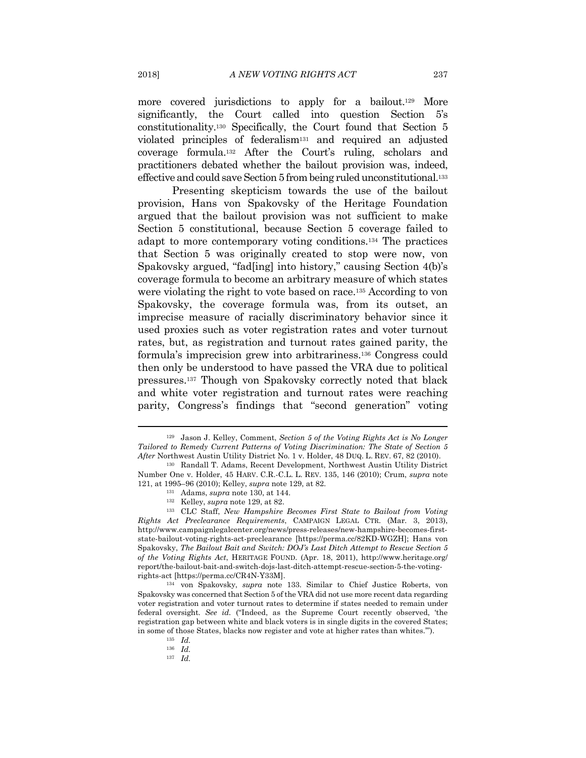more covered jurisdictions to apply for a bailout.[129] More significantly, the Court called into question Section 5's constitutionality.[130] Specifically, the Court found that Section 5 violated principles of federalism[131] and required an adjusted coverage formula.[132] After the Court's ruling, scholars and practitioners debated whether the bailout provision was, indeed, effective and could save Section 5 from being ruled unconstitutional.[133]

Presenting skepticism towards the use of the bailout provision, Hans von Spakovsky of the Heritage Foundation argued that the bailout provision was not sufficient to make Section 5 constitutional, because Section 5 coverage failed to adapt to more contemporary voting conditions.[134] The practices that Section 5 was originally created to stop were now, von Spakovsky argued, "fad[ing] into history," causing Section 4(b)'s coverage formula to become an arbitrary measure of which states were violating the right to vote based on race.[135] According to von Spakovsky, the coverage formula was, from its outset, an imprecise measure of racially discriminatory behavior since it used proxies such as voter registration rates and voter turnout rates, but, as registration and turnout rates gained parity, the formula's imprecision grew into arbitrariness.[136] Congress could then only be understood to have passed the VRA due to political pressures.[137] Though von Spakovsky correctly noted that black and white voter registration and turnout rates were reaching parity, Congress's findings that "second generation" voting

---

[129] Jason J. Kelley, Comment, *Section 5 of the Voting Rights Act is No Longer Tailored to Remedy Current Patterns of Voting Discrimination: The State of Section 5 After* Northwest Austin Utility District No. 1 v. Holder, 48 DUQ. L. REV. 67, 82 (2010).

[130] Randall T. Adams, Recent Development, Northwest Austin Utility District Number One v. Holder, 45 HARV. C.R.-C.L. L. REV. 135, 146 (2010); Crum, *supra* note 121, at 1995–96 (2010); Kelley, *supra* note 129, at 82.

[131] Adams, *supra* note 130, at 144.

[132] Kelley, *supra* note 129, at 82.

[133] CLC Staff, *New Hampshire Becomes First State to Bailout from Voting Rights Act Preclearance Requirements*, CAMPAIGN LEGAL CTR. (Mar. 3, 2013), http://www.campaignlegalcenter.org/news/press-releases/new-hampshire-becomes-first-state-bailout-voting-rights-act-preclearance [https://perma.cc/82KD-WGZH]; Hans von Spakovsky, *The Bailout Bait and Switch: DOJ's Last Ditch Attempt to Rescue Section 5 of the Voting Rights Act*, HERITAGE FOUND. (Apr. 18, 2011), http://www.heritage.org/report/the-bailout-bait-and-switch-dojs-last-ditch-attempt-rescue-section-5-the-voting-rights-act [https://perma.cc/CR4N-Y33M].

[134] von Spakovsky, *supra* note 133. Similar to Chief Justice Roberts, von Spakovsky was concerned that Section 5 of the VRA did not use more recent data regarding voter registration and voter turnout rates to determine if states needed to remain under federal oversight. *See id.* ("Indeed, as the Supreme Court recently observed, 'the registration gap between white and black voters is in single digits in the covered States; in some of those States, blacks now register and vote at higher rates than whites.'").

[135] *Id.*

[136] *Id.*

[137] *Id.*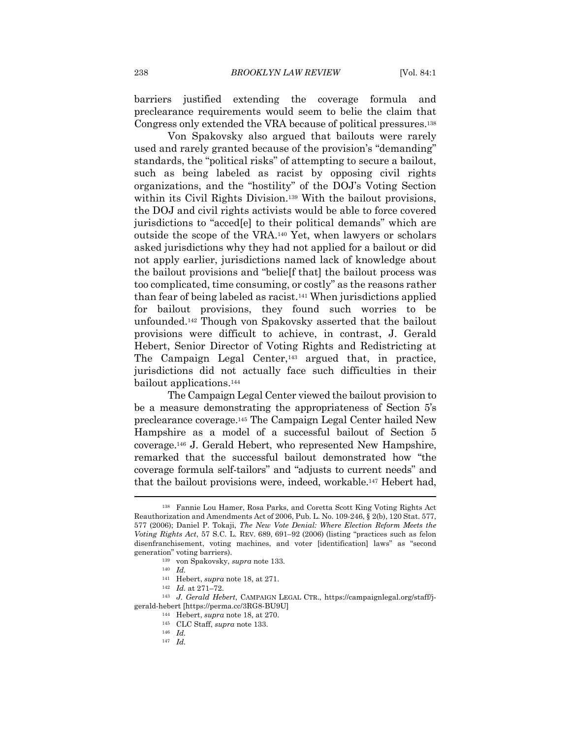barriers justified extending the coverage formula and preclearance requirements would seem to belie the claim that Congress only extended the VRA because of political pressures.[138]

Von Spakovsky also argued that bailouts were rarely used and rarely granted because of the provision's "demanding" standards, the "political risks" of attempting to secure a bailout, such as being labeled as racist by opposing civil rights organizations, and the "hostility" of the DOJ's Voting Section within its Civil Rights Division.[139] With the bailout provisions, the DOJ and civil rights activists would be able to force covered jurisdictions to "acced[e] to their political demands" which are outside the scope of the VRA.[140] Yet, when lawyers or scholars asked jurisdictions why they had not applied for a bailout or did not apply earlier, jurisdictions named lack of knowledge about the bailout provisions and "belie[f that] the bailout process was too complicated, time consuming, or costly" as the reasons rather than fear of being labeled as racist.[141] When jurisdictions applied for bailout provisions, they found such worries to be unfounded.[142] Though von Spakovsky asserted that the bailout provisions were difficult to achieve, in contrast, J. Gerald Hebert, Senior Director of Voting Rights and Redistricting at The Campaign Legal Center,[143] argued that, in practice, jurisdictions did not actually face such difficulties in their bailout applications.[144]

The Campaign Legal Center viewed the bailout provision to be a measure demonstrating the appropriateness of Section 5's preclearance coverage.[145] The Campaign Legal Center hailed New Hampshire as a model of a successful bailout of Section 5 coverage.[146] J. Gerald Hebert, who represented New Hampshire, remarked that the successful bailout demonstrated how "the coverage formula self-tailors" and "adjusts to current needs" and that the bailout provisions were, indeed, workable.[147] Hebert had,

---

[138] Fannie Lou Hamer, Rosa Parks, and Coretta Scott King Voting Rights Act Reauthorization and Amendments Act of 2006, Pub. L. No. 109-246, § 2(b), 120 Stat. 577, 577 (2006); Daniel P. Tokaji, *The New Vote Denial: Where Election Reform Meets the Voting Rights Act*, 57 S.C. L. REV. 689, 691–92 (2006) (listing "practices such as felon disenfranchisement, voting machines, and voter [identification] laws" as "second generation" voting barriers).

[139] von Spakovsky, *supra* note 133.

[140] *Id.*

[141] Hebert, *supra* note 18, at 271.

[142] *Id.* at 271–72.

[143] *J. Gerald Hebert*, CAMPAIGN LEGAL CTR., https://campaignlegal.org/staff/j-gerald-hebert [https://perma.cc/3RG8-BU9U]

[144] Hebert, *supra* note 18, at 270.

[145] CLC Staff, *supra* note 133.

[146] *Id.*

[147] *Id.*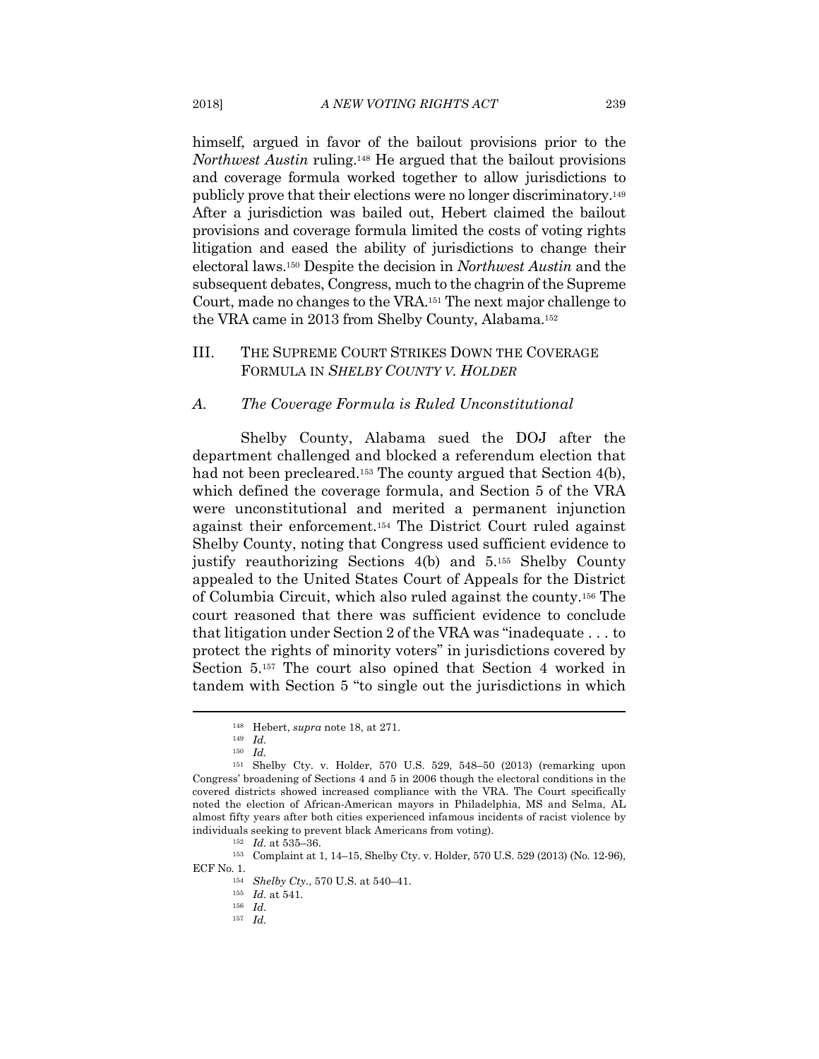himself, argued in favor of the bailout provisions prior to the *Northwest Austin* ruling.[148] He argued that the bailout provisions and coverage formula worked together to allow jurisdictions to publicly prove that their elections were no longer discriminatory.[149] After a jurisdiction was bailed out, Hebert claimed the bailout provisions and coverage formula limited the costs of voting rights litigation and eased the ability of jurisdictions to change their electoral laws.[150] Despite the decision in *Northwest Austin* and the subsequent debates, Congress, much to the chagrin of the Supreme Court, made no changes to the VRA.[151] The next major challenge to the VRA came in 2013 from Shelby County, Alabama.[152]

## III. THE SUPREME COURT STRIKES DOWN THE COVERAGE FORMULA IN *SHELBY COUNTY V. HOLDER*

### *A. The Coverage Formula is Ruled Unconstitutional*

Shelby County, Alabama sued the DOJ after the department challenged and blocked a referendum election that had not been precleared.[153] The county argued that Section 4(b), which defined the coverage formula, and Section 5 of the VRA were unconstitutional and merited a permanent injunction against their enforcement.[154] The District Court ruled against Shelby County, noting that Congress used sufficient evidence to justify reauthorizing Sections 4(b) and 5.[155] Shelby County appealed to the United States Court of Appeals for the District of Columbia Circuit, which also ruled against the county.[156] The court reasoned that there was sufficient evidence to conclude that litigation under Section 2 of the VRA was "inadequate . . . to protect the rights of minority voters" in jurisdictions covered by Section 5.[157] The court also opined that Section 4 worked in tandem with Section 5 "to single out the jurisdictions in which

---

[148] Hebert, *supra* note 18, at 271.

[149] *Id.*

[150] *Id.*

[151] Shelby Cty. v. Holder, 570 U.S. 529, 548–50 (2013) (remarking upon Congress' broadening of Sections 4 and 5 in 2006 though the electoral conditions in the covered districts showed increased compliance with the VRA. The Court specifically noted the election of African-American mayors in Philadelphia, MS and Selma, AL almost fifty years after both cities experienced infamous incidents of racist violence by individuals seeking to prevent black Americans from voting).

[152] *Id.* at 535–36.

[153] Complaint at 1, 14–15, Shelby Cty. v. Holder, 570 U.S. 529 (2013) (No. 12-96), ECF No. 1.

[154] *Shelby Cty.*, 570 U.S. at 540–41.

[155] *Id.* at 541.

[156] *Id.*

[157] *Id.*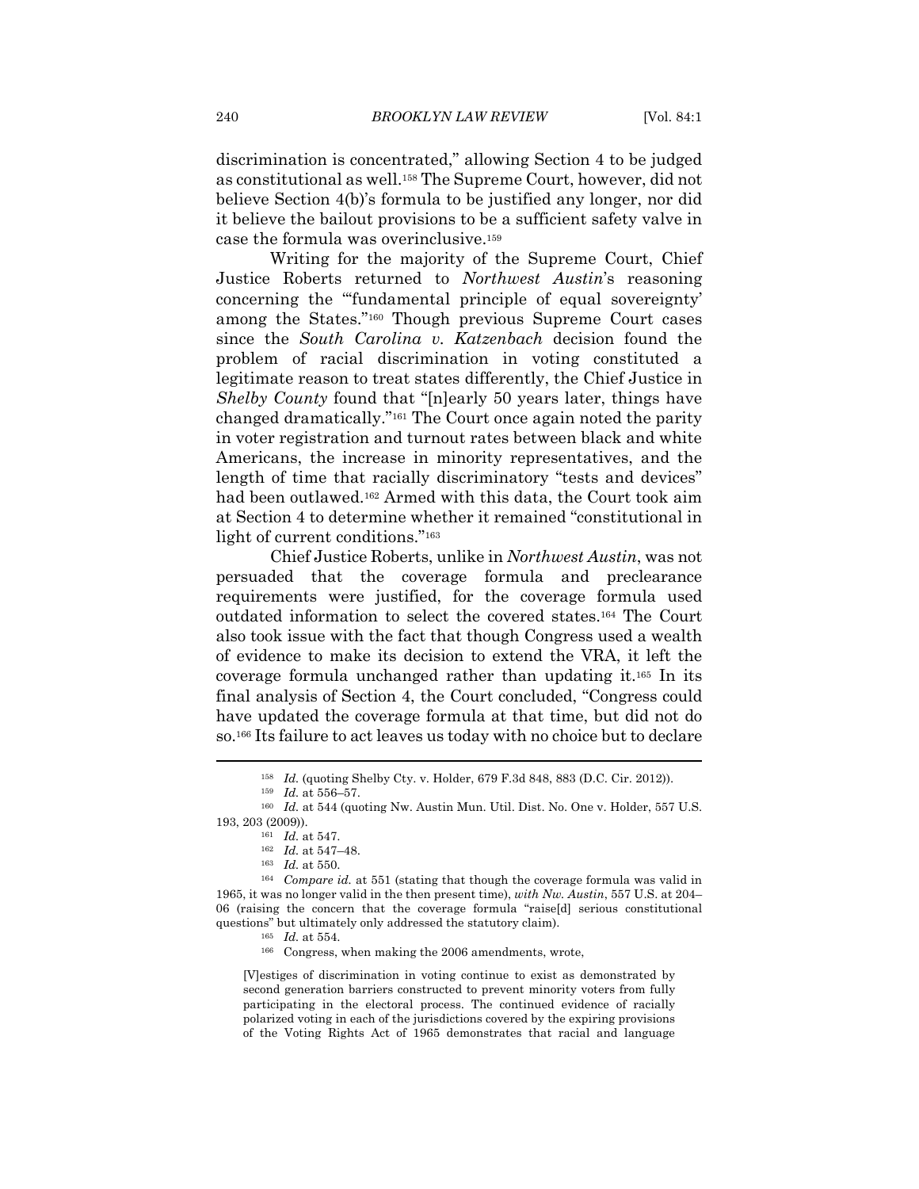discrimination is concentrated," allowing Section 4 to be judged as constitutional as well.[158] The Supreme Court, however, did not believe Section 4(b)'s formula to be justified any longer, nor did it believe the bailout provisions to be a sufficient safety valve in case the formula was overinclusive.[159]

Writing for the majority of the Supreme Court, Chief Justice Roberts returned to *Northwest Austin*'s reasoning concerning the "'fundamental principle of equal sovereignty' among the States."[160] Though previous Supreme Court cases since the *South Carolina v. Katzenbach* decision found the problem of racial discrimination in voting constituted a legitimate reason to treat states differently, the Chief Justice in *Shelby County* found that "[n]early 50 years later, things have changed dramatically."[161] The Court once again noted the parity in voter registration and turnout rates between black and white Americans, the increase in minority representatives, and the length of time that racially discriminatory "tests and devices" had been outlawed.[162] Armed with this data, the Court took aim at Section 4 to determine whether it remained "constitutional in light of current conditions."[163]

Chief Justice Roberts, unlike in *Northwest Austin*, was not persuaded that the coverage formula and preclearance requirements were justified, for the coverage formula used outdated information to select the covered states.[164] The Court also took issue with the fact that though Congress used a wealth of evidence to make its decision to extend the VRA, it left the coverage formula unchanged rather than updating it.[165] In its final analysis of Section 4, the Court concluded, "Congress could have updated the coverage formula at that time, but did not do so.[166] Its failure to act leaves us today with no choice but to declare

---

[158] *Id.* (quoting Shelby Cty. v. Holder, 679 F.3d 848, 883 (D.C. Cir. 2012)).

[159] *Id.* at 556–57.

[160] *Id.* at 544 (quoting Nw. Austin Mun. Util. Dist. No. One v. Holder, 557 U.S. 193, 203 (2009)).

[161] *Id.* at 547.

[162] *Id.* at 547–48.

[163] *Id.* at 550.

[164] *Compare id.* at 551 (stating that though the coverage formula was valid in 1965, it was no longer valid in the then present time), *with Nw. Austin*, 557 U.S. at 204–06 (raising the concern that the coverage formula "raise[d] serious constitutional questions" but ultimately only addressed the statutory claim).

[165] *Id.* at 554.

[166] Congress, when making the 2006 amendments, wrote,

> [V]estiges of discrimination in voting continue to exist as demonstrated by second generation barriers constructed to prevent minority voters from fully participating in the electoral process. The continued evidence of racially polarized voting in each of the jurisdictions covered by the expiring provisions of the Voting Rights Act of 1965 demonstrates that racial and language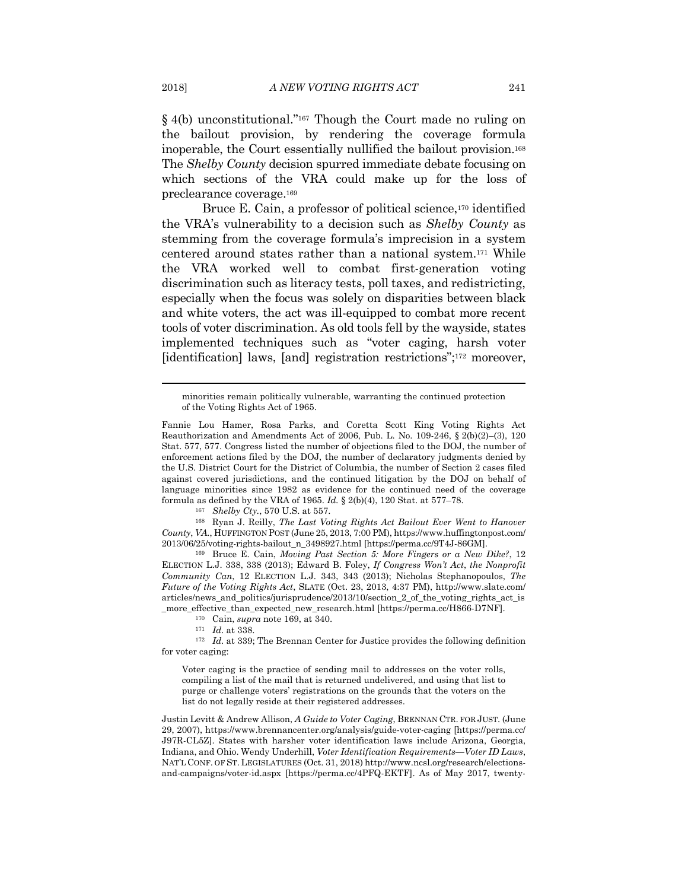§ 4(b) unconstitutional."[167] Though the Court made no ruling on the bailout provision, by rendering the coverage formula inoperable, the Court essentially nullified the bailout provision.[168] The *Shelby County* decision spurred immediate debate focusing on which sections of the VRA could make up for the loss of preclearance coverage.[169]

Bruce E. Cain, a professor of political science,[170] identified the VRA's vulnerability to a decision such as *Shelby County* as stemming from the coverage formula's imprecision in a system centered around states rather than a national system.[171] While the VRA worked well to combat first-generation voting discrimination such as literacy tests, poll taxes, and redistricting, especially when the focus was solely on disparities between black and white voters, the act was ill-equipped to combat more recent tools of voter discrimination. As old tools fell by the wayside, states implemented techniques such as "voter caging, harsh voter [identification] laws, [and] registration restrictions";[172] moreover,

---

minorities remain politically vulnerable, warranting the continued protection of the Voting Rights Act of 1965.

Fannie Lou Hamer, Rosa Parks, and Coretta Scott King Voting Rights Act Reauthorization and Amendments Act of 2006, Pub. L. No. 109-246, § 2(b)(2)–(3), 120 Stat. 577, 577. Congress listed the number of objections filed to the DOJ, the number of enforcement actions filed by the DOJ, the number of declaratory judgments denied by the U.S. District Court for the District of Columbia, the number of Section 2 cases filed against covered jurisdictions, and the continued litigation by the DOJ on behalf of language minorities since 1982 as evidence for the continued need of the coverage formula as defined by the VRA of 1965. *Id.* § 2(b)(4), 120 Stat. at 577–78.

[167] *Shelby Cty.*, 570 U.S. at 557.

[168] Ryan J. Reilly, *The Last Voting Rights Act Bailout Ever Went to Hanover County, VA.*, HUFFINGTON POST (June 25, 2013, 7:00 PM), https://www.huffingtonpost.com/2013/06/25/voting-rights-bailout_n_3498927.html [https://perma.cc/9T4J-86GM].

[169] Bruce E. Cain, *Moving Past Section 5: More Fingers or a New Dike?*, 12 ELECTION L.J. 338, 338 (2013); Edward B. Foley, *If Congress Won't Act, the Nonprofit Community Can*, 12 ELECTION L.J. 343, 343 (2013); Nicholas Stephanopoulos, *The Future of the Voting Rights Act*, SLATE (Oct. 23, 2013, 4:37 PM), http://www.slate.com/articles/news_and_politics/jurisprudence/2013/10/section_2_of_the_voting_rights_act_is_more_effective_than_expected_new_research.html [https://perma.cc/H866-D7NF].

[170] Cain, *supra* note 169, at 340.

[171] *Id.* at 338.

[172] *Id.* at 339; The Brennan Center for Justice provides the following definition for voter caging:

> Voter caging is the practice of sending mail to addresses on the voter rolls, compiling a list of the mail that is returned undelivered, and using that list to purge or challenge voters' registrations on the grounds that the voters on the list do not legally reside at their registered addresses.

Justin Levitt & Andrew Allison, *A Guide to Voter Caging*, BRENNAN CTR. FOR JUST. (June 29, 2007), https://www.brennancenter.org/analysis/guide-voter-caging [https://perma.cc/J97R-CL5Z]. States with harsher voter identification laws include Arizona, Georgia, Indiana, and Ohio. Wendy Underhill, *Voter Identification Requirements—Voter ID Laws*, NAT'L CONF. OF ST. LEGISLATURES (Oct. 31, 2018) http://www.ncsl.org/research/elections-and-campaigns/voter-id.aspx [https://perma.cc/4PFQ-EKTF]. As of May 2017, twenty-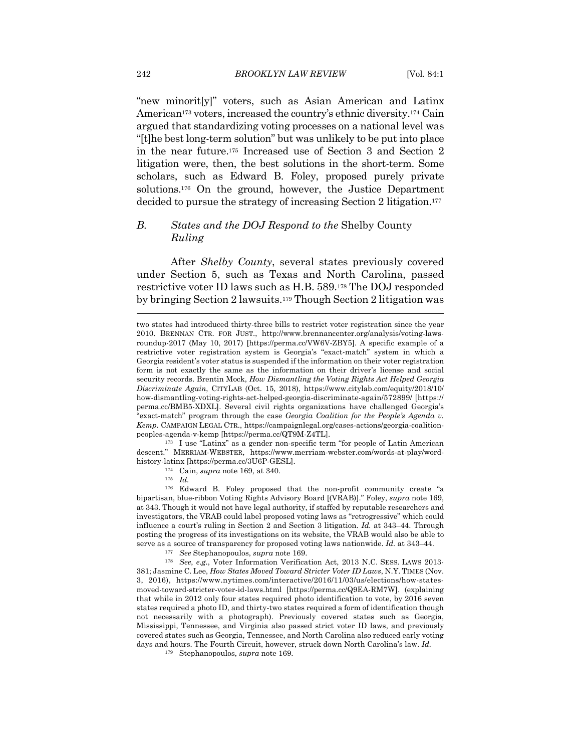"new minorit[y]" voters, such as Asian American and Latinx American[173] voters, increased the country's ethnic diversity.[174] Cain argued that standardizing voting processes on a national level was "[t]he best long-term solution" but was unlikely to be put into place in the near future.[175] Increased use of Section 3 and Section 2 litigation were, then, the best solutions in the short-term. Some scholars, such as Edward B. Foley, proposed purely private solutions.[176] On the ground, however, the Justice Department decided to pursue the strategy of increasing Section 2 litigation.[177]

### *B. States and the DOJ Respond to the* Shelby County *Ruling*

After *Shelby County*, several states previously covered under Section 5, such as Texas and North Carolina, passed restrictive voter ID laws such as H.B. 589.[178] The DOJ responded by bringing Section 2 lawsuits.[179] Though Section 2 litigation was

---

two states had introduced thirty-three bills to restrict voter registration since the year 2010. BRENNAN CTR. FOR JUST., http://www.brennancenter.org/analysis/voting-laws-roundup-2017 (May 10, 2017) [https://perma.cc/VW6V-ZBY5]. A specific example of a restrictive voter registration system is Georgia's "exact-match" system in which a Georgia resident's voter status is suspended if the information on their voter registration form is not exactly the same as the information on their driver's license and social security records. Brentin Mock, *How Dismantling the Voting Rights Act Helped Georgia Discriminate Again*, CITYLAB (Oct. 15, 2018), https://www.citylab.com/equity/2018/10/how-dismantling-voting-rights-act-helped-georgia-discriminate-again/572899/ [https://perma.cc/BMB5-XDXL]. Several civil rights organizations have challenged Georgia's "exact-match" program through the case *Georgia Coalition for the People's Agenda v. Kemp*. CAMPAIGN LEGAL CTR., https://campaignlegal.org/cases-actions/georgia-coalition-peoples-agenda-v-kemp [https://perma.cc/QT9M-Z4TL].

[173] I use "Latinx" as a gender non-specific term "for people of Latin American descent." MERRIAM-WEBSTER, https://www.merriam-webster.com/words-at-play/word-history-latinx [https://perma.cc/3U6P-GESL].

[174] Cain, *supra* note 169, at 340.

[175] *Id.*

[176] Edward B. Foley proposed that the non-profit community create "a bipartisan, blue-ribbon Voting Rights Advisory Board [(VRAB)]." Foley, *supra* note 169, at 343. Though it would not have legal authority, if staffed by reputable researchers and investigators, the VRAB could label proposed voting laws as "retrogressive" which could influence a court's ruling in Section 2 and Section 3 litigation. *Id.* at 343–44. Through posting the progress of its investigations on its website, the VRAB would also be able to serve as a source of transparency for proposed voting laws nationwide. *Id.* at 343–44.

[177] *See* Stephanopoulos, *supra* note 169.

[178] *See, e.g.*, Voter Information Verification Act, 2013 N.C. SESS. LAWS 2013-381; Jasmine C. Lee, *How States Moved Toward Stricter Voter ID Laws*, N.Y. TIMES (Nov. 3, 2016), https://www.nytimes.com/interactive/2016/11/03/us/elections/how-states-moved-toward-stricter-voter-id-laws.html [https://perma.cc/Q9EA-RM7W]. (explaining that while in 2012 only four states required photo identification to vote, by 2016 seven states required a photo ID, and thirty-two states required a form of identification though not necessarily with a photograph). Previously covered states such as Georgia, Mississippi, Tennessee, and Virginia also passed strict voter ID laws, and previously covered states such as Georgia, Tennessee, and North Carolina also reduced early voting days and hours. The Fourth Circuit, however, struck down North Carolina's law. *Id.*

[179] Stephanopoulos, *supra* note 169.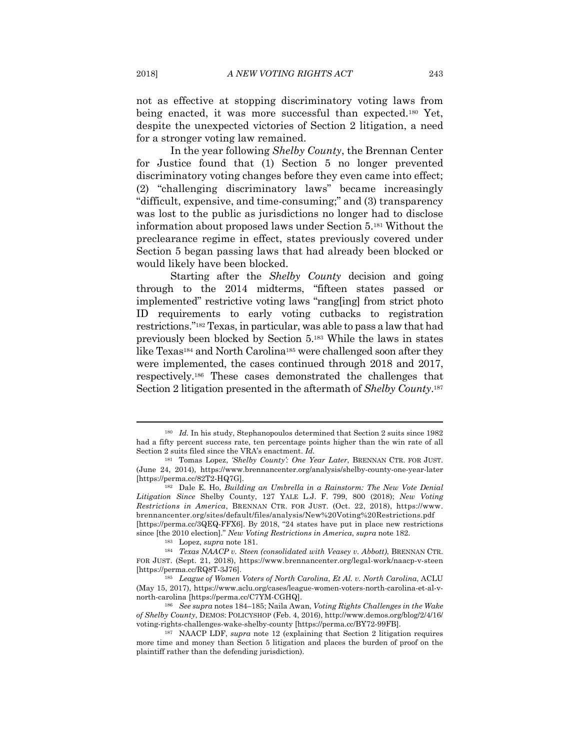not as effective at stopping discriminatory voting laws from being enacted, it was more successful than expected.[180] Yet, despite the unexpected victories of Section 2 litigation, a need for a stronger voting law remained.

In the year following *Shelby County*, the Brennan Center for Justice found that (1) Section 5 no longer prevented discriminatory voting changes before they even came into effect; (2) "challenging discriminatory laws" became increasingly "difficult, expensive, and time-consuming;" and (3) transparency was lost to the public as jurisdictions no longer had to disclose information about proposed laws under Section 5.[181] Without the preclearance regime in effect, states previously covered under Section 5 began passing laws that had already been blocked or would likely have been blocked.

Starting after the *Shelby County* decision and going through to the 2014 midterms, "fifteen states passed or implemented" restrictive voting laws "rang[ing] from strict photo ID requirements to early voting cutbacks to registration restrictions."[182] Texas, in particular, was able to pass a law that had previously been blocked by Section 5.[183] While the laws in states like Texas[184] and North Carolina[185] were challenged soon after they were implemented, the cases continued through 2018 and 2017, respectively.[186] These cases demonstrated the challenges that Section 2 litigation presented in the aftermath of *Shelby County*.[187]

---

[180] *Id.* In his study, Stephanopoulos determined that Section 2 suits since 1982 had a fifty percent success rate, ten percentage points higher than the win rate of all Section 2 suits filed since the VRA's enactment. *Id.*

[181] Tomas Lopez, *'Shelby County': One Year Later*, BRENNAN CTR. FOR JUST. (June 24, 2014), https://www.brennancenter.org/analysis/shelby-county-one-year-later [https://perma.cc/82T2-HQ7G].

[182] Dale E. Ho, *Building an Umbrella in a Rainstorm: The New Vote Denial Litigation Since* Shelby County, 127 YALE L.J. F. 799, 800 (2018); *New Voting Restrictions in America*, BRENNAN CTR. FOR JUST. (Oct. 22, 2018), https://www.brennancenter.org/sites/default/files/analysis/New%20Voting%20Restrictions.pdf [https://perma.cc/3QEQ-FFX6]. By 2018, "24 states have put in place new restrictions since [the 2010 election]." *New Voting Restrictions in America*, *supra* note 182.

[183] Lopez, *supra* note 181.

[184] *Texas NAACP v. Steen (consolidated with Veasey v. Abbott)*, BRENNAN CTR. FOR JUST. (Sept. 21, 2018), https://www.brennancenter.org/legal-work/naacp-v-steen [https://perma.cc/RQ8T-3J76].

[185] *League of Women Voters of North Carolina, Et Al. v. North Carolina*, ACLU (May 15, 2017), https://www.aclu.org/cases/league-women-voters-north-carolina-et-al-v-north-carolina [https://perma.cc/C7YM-CGHQ].

[186] *See supra* notes 184–185; Naila Awan, *Voting Rights Challenges in the Wake of Shelby County*, DEMOS: POLICYSHOP (Feb. 4, 2016), http://www.demos.org/blog/2/4/16/voting-rights-challenges-wake-shelby-county [https://perma.cc/BY72-99FB].

[187] NAACP LDF, *supra* note 12 (explaining that Section 2 litigation requires more time and money than Section 5 litigation and places the burden of proof on the plaintiff rather than the defending jurisdiction).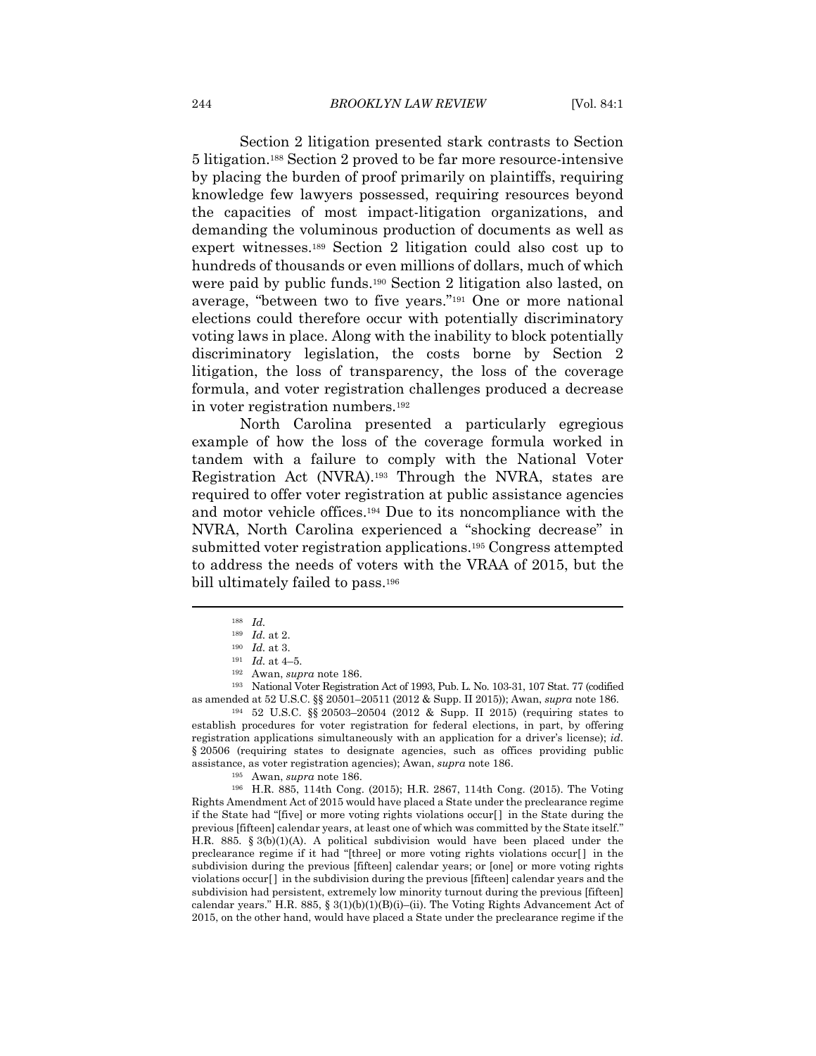Section 2 litigation presented stark contrasts to Section 5 litigation.[188] Section 2 proved to be far more resource-intensive by placing the burden of proof primarily on plaintiffs, requiring knowledge few lawyers possessed, requiring resources beyond the capacities of most impact-litigation organizations, and demanding the voluminous production of documents as well as expert witnesses.[189] Section 2 litigation could also cost up to hundreds of thousands or even millions of dollars, much of which were paid by public funds.[190] Section 2 litigation also lasted, on average, "between two to five years."[191] One or more national elections could therefore occur with potentially discriminatory voting laws in place. Along with the inability to block potentially discriminatory legislation, the costs borne by Section 2 litigation, the loss of transparency, the loss of the coverage formula, and voter registration challenges produced a decrease in voter registration numbers.[192]

North Carolina presented a particularly egregious example of how the loss of the coverage formula worked in tandem with a failure to comply with the National Voter Registration Act (NVRA).[193] Through the NVRA, states are required to offer voter registration at public assistance agencies and motor vehicle offices.[194] Due to its noncompliance with the NVRA, North Carolina experienced a "shocking decrease" in submitted voter registration applications.[195] Congress attempted to address the needs of voters with the VRAA of 2015, but the bill ultimately failed to pass.[196]

---

[188] *Id.*

[189] *Id.* at 2.

[190] *Id.* at 3.

[191] *Id.* at 4–5.

[192] Awan, *supra* note 186.

[193] National Voter Registration Act of 1993, Pub. L. No. 103-31, 107 Stat. 77 (codified as amended at 52 U.S.C. §§ 20501–20511 (2012 & Supp. II 2015)); Awan, *supra* note 186.

[194] 52 U.S.C. §§ 20503–20504 (2012 & Supp. II 2015) (requiring states to establish procedures for voter registration for federal elections, in part, by offering registration applications simultaneously with an application for a driver's license); *id.* § 20506 (requiring states to designate agencies, such as offices providing public assistance, as voter registration agencies); Awan, *supra* note 186.

[195] Awan, *supra* note 186.

[196] H.R. 885, 114th Cong. (2015); H.R. 2867, 114th Cong. (2015). The Voting Rights Amendment Act of 2015 would have placed a State under the preclearance regime if the State had "[five] or more voting rights violations occur[] in the State during the previous [fifteen] calendar years, at least one of which was committed by the State itself." H.R. 885. § 3(b)(1)(A). A political subdivision would have been placed under the preclearance regime if it had "[three] or more voting rights violations occur[] in the subdivision during the previous [fifteen] calendar years; or [one] or more voting rights violations occur[] in the subdivision during the previous [fifteen] calendar years and the subdivision had persistent, extremely low minority turnout during the previous [fifteen] calendar years." H.R. 885, § 3(1)(b)(1)(B)(i)–(ii). The Voting Rights Advancement Act of 2015, on the other hand, would have placed a State under the preclearance regime if the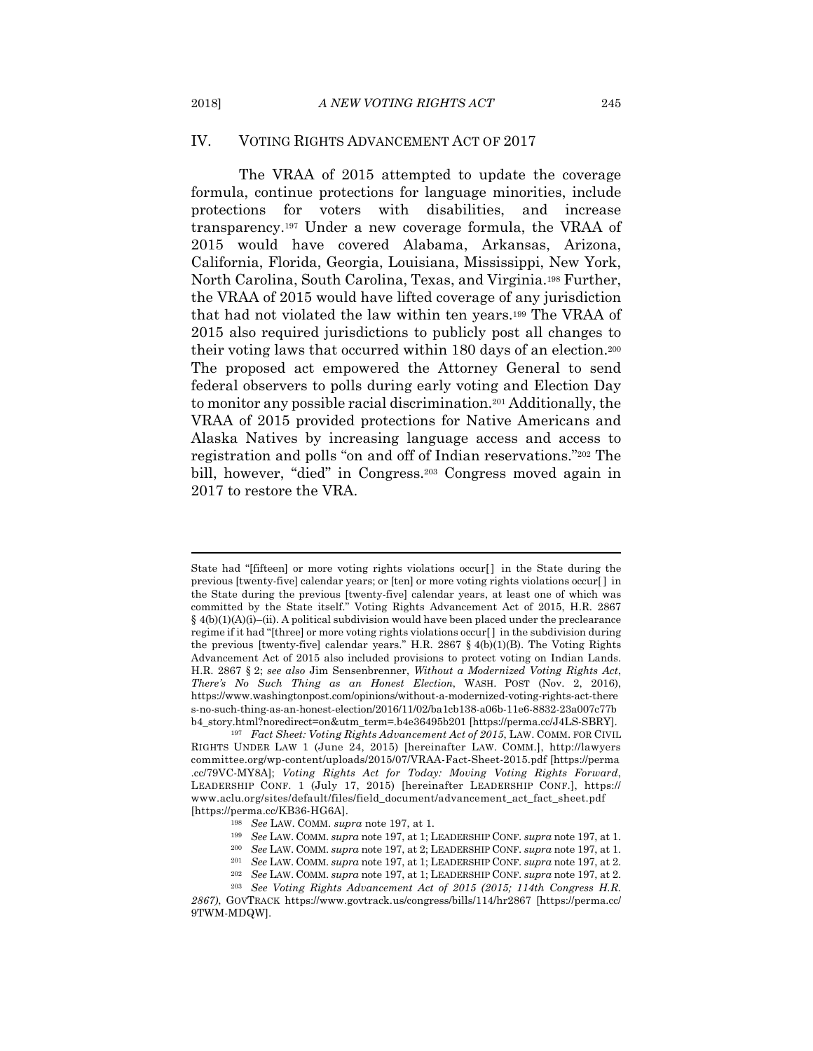## IV. VOTING RIGHTS ADVANCEMENT ACT OF 2017

The VRAA of 2015 attempted to update the coverage formula, continue protections for language minorities, include protections for voters with disabilities, and increase transparency.[197] Under a new coverage formula, the VRAA of 2015 would have covered Alabama, Arkansas, Arizona, California, Florida, Georgia, Louisiana, Mississippi, New York, North Carolina, South Carolina, Texas, and Virginia.[198] Further, the VRAA of 2015 would have lifted coverage of any jurisdiction that had not violated the law within ten years.[199] The VRAA of 2015 also required jurisdictions to publicly post all changes to their voting laws that occurred within 180 days of an election.[200] The proposed act empowered the Attorney General to send federal observers to polls during early voting and Election Day to monitor any possible racial discrimination.[201] Additionally, the VRAA of 2015 provided protections for Native Americans and Alaska Natives by increasing language access and access to registration and polls "on and off of Indian reservations."[202] The bill, however, "died" in Congress.[203] Congress moved again in 2017 to restore the VRA.

---

State had "[fifteen] or more voting rights violations occur[] in the State during the previous [twenty-five] calendar years; or [ten] or more voting rights violations occur[] in the State during the previous [twenty-five] calendar years, at least one of which was committed by the State itself." Voting Rights Advancement Act of 2015, H.R. 2867 § 4(b)(1)(A)(i)–(ii). A political subdivision would have been placed under the preclearance regime if it had "[three] or more voting rights violations occur[] in the subdivision during the previous [twenty-five] calendar years." H.R. 2867 § 4(b)(1)(B). The Voting Rights Advancement Act of 2015 also included provisions to protect voting on Indian Lands. H.R. 2867 § 2; *see also* Jim Sensenbrenner, *Without a Modernized Voting Rights Act, There's No Such Thing as an Honest Election*, WASH. POST (Nov. 2, 2016), https://www.washingtonpost.com/opinions/without-a-modernized-voting-rights-act-theres-no-such-thing-as-an-honest-election/2016/11/02/ba1cb138-a06b-11e6-8832-23a007c77bb4_story.html?noredirect=on&utm_term=.b4e36495b201 [https://perma.cc/J4LS-SBRY].

[197] *Fact Sheet: Voting Rights Advancement Act of 2015*, LAW. COMM. FOR CIVIL RIGHTS UNDER LAW 1 (June 24, 2015) [hereinafter LAW. COMM.], http://lawyerscommittee.org/wp-content/uploads/2015/07/VRAA-Fact-Sheet-2015.pdf [https://perma.cc/79VC-MY8A]; *Voting Rights Act for Today: Moving Voting Rights Forward*, LEADERSHIP CONF. 1 (July 17, 2015) [hereinafter LEADERSHIP CONF.], https://www.aclu.org/sites/default/files/field_document/advancement_act_fact_sheet.pdf [https://perma.cc/KB36-HG6A].

[198] *See* LAW. COMM. *supra* note 197, at 1.

[199] *See* LAW. COMM. *supra* note 197, at 1; LEADERSHIP CONF. *supra* note 197, at 1.

[200] *See* LAW. COMM. *supra* note 197, at 2; LEADERSHIP CONF. *supra* note 197, at 1.

[201] *See* LAW. COMM. *supra* note 197, at 1; LEADERSHIP CONF. *supra* note 197, at 2.

[202] *See* LAW. COMM. *supra* note 197, at 1; LEADERSHIP CONF. *supra* note 197, at 2.

[203] *See Voting Rights Advancement Act of 2015 (2015; 114th Congress H.R. 2867)*, GOVTRACK https://www.govtrack.us/congress/bills/114/hr2867 [https://perma.cc/9TWM-MDQW].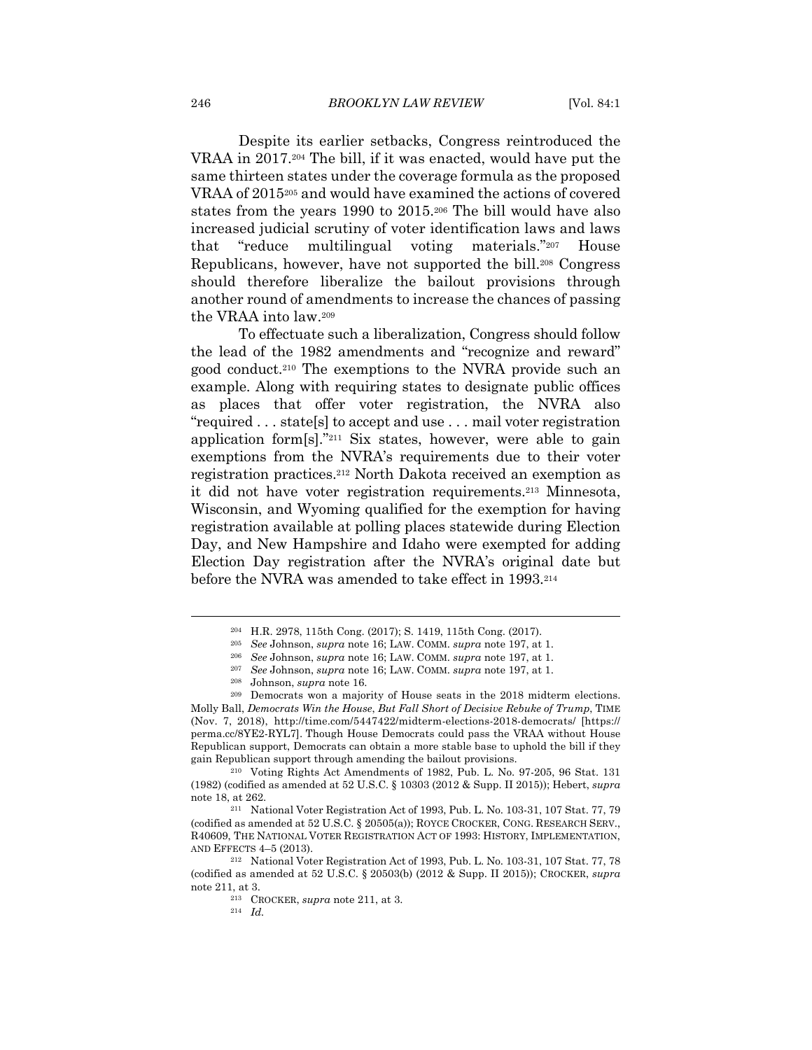Despite its earlier setbacks, Congress reintroduced the VRAA in 2017.[204] The bill, if it was enacted, would have put the same thirteen states under the coverage formula as the proposed VRAA of 2015[205] and would have examined the actions of covered states from the years 1990 to 2015.[206] The bill would have also increased judicial scrutiny of voter identification laws and laws that "reduce multilingual voting materials."[207] House Republicans, however, have not supported the bill.[208] Congress should therefore liberalize the bailout provisions through another round of amendments to increase the chances of passing the VRAA into law.[209]

To effectuate such a liberalization, Congress should follow the lead of the 1982 amendments and "recognize and reward" good conduct.[210] The exemptions to the NVRA provide such an example. Along with requiring states to designate public offices as places that offer voter registration, the NVRA also "required . . . state[s] to accept and use . . . mail voter registration application form[s]."[211] Six states, however, were able to gain exemptions from the NVRA's requirements due to their voter registration practices.[212] North Dakota received an exemption as it did not have voter registration requirements.[213] Minnesota, Wisconsin, and Wyoming qualified for the exemption for having registration available at polling places statewide during Election Day, and New Hampshire and Idaho were exempted for adding Election Day registration after the NVRA's original date but before the NVRA was amended to take effect in 1993.[214]

---

[204] H.R. 2978, 115th Cong. (2017); S. 1419, 115th Cong. (2017).

[205] *See* Johnson, *supra* note 16; LAW. COMM. *supra* note 197, at 1.

[206] *See* Johnson, *supra* note 16; LAW. COMM. *supra* note 197, at 1.

[207] *See* Johnson, *supra* note 16; LAW. COMM. *supra* note 197, at 1.

[208] Johnson, *supra* note 16.

[209] Democrats won a majority of House seats in the 2018 midterm elections. Molly Ball, *Democrats Win the House, But Fall Short of Decisive Rebuke of Trump*, TIME (Nov. 7, 2018), http://time.com/5447422/midterm-elections-2018-democrats/ [https://perma.cc/8YE2-RYL7]. Though House Democrats could pass the VRAA without House Republican support, Democrats can obtain a more stable base to uphold the bill if they gain Republican support through amending the bailout provisions.

[210] Voting Rights Act Amendments of 1982, Pub. L. No. 97-205, 96 Stat. 131 (1982) (codified as amended at 52 U.S.C. § 10303 (2012 & Supp. II 2015)); Hebert, *supra* note 18, at 262.

[211] National Voter Registration Act of 1993, Pub. L. No. 103-31, 107 Stat. 77, 79 (codified as amended at 52 U.S.C. § 20505(a)); ROYCE CROCKER, CONG. RESEARCH SERV., R40609, THE NATIONAL VOTER REGISTRATION ACT OF 1993: HISTORY, IMPLEMENTATION, AND EFFECTS 4–5 (2013).

[212] National Voter Registration Act of 1993, Pub. L. No. 103-31, 107 Stat. 77, 78 (codified as amended at 52 U.S.C. § 20503(b) (2012 & Supp. II 2015)); CROCKER, *supra* note 211, at 3.

[213] CROCKER, *supra* note 211, at 3.

[214] *Id.*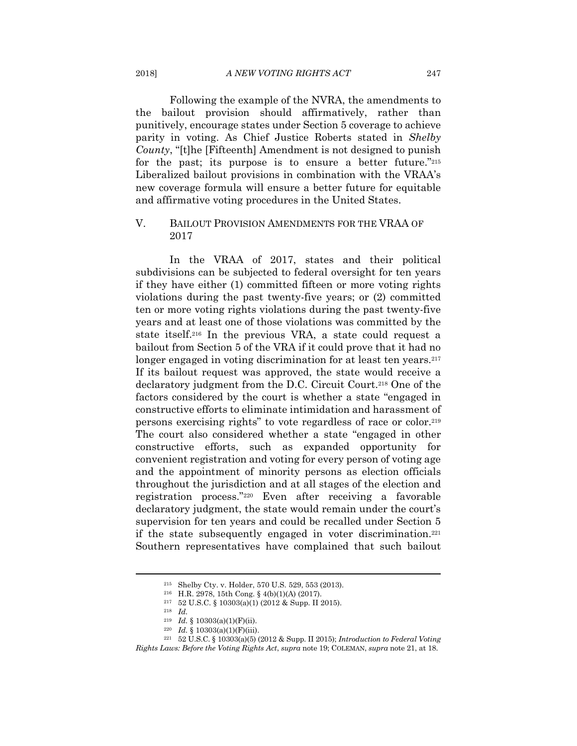Following the example of the NVRA, the amendments to the bailout provision should affirmatively, rather than punitively, encourage states under Section 5 coverage to achieve parity in voting. As Chief Justice Roberts stated in *Shelby County*, "[t]he [Fifteenth] Amendment is not designed to punish for the past; its purpose is to ensure a better future."[215] Liberalized bailout provisions in combination with the VRAA's new coverage formula will ensure a better future for equitable and affirmative voting procedures in the United States.

## V. BAILOUT PROVISION AMENDMENTS FOR THE VRAA OF 2017

In the VRAA of 2017, states and their political subdivisions can be subjected to federal oversight for ten years if they have either (1) committed fifteen or more voting rights violations during the past twenty-five years; or (2) committed ten or more voting rights violations during the past twenty-five years and at least one of those violations was committed by the state itself.[216] In the previous VRA, a state could request a bailout from Section 5 of the VRA if it could prove that it had no longer engaged in voting discrimination for at least ten years.[217] If its bailout request was approved, the state would receive a declaratory judgment from the D.C. Circuit Court.[218] One of the factors considered by the court is whether a state "engaged in constructive efforts to eliminate intimidation and harassment of persons exercising rights" to vote regardless of race or color.[219] The court also considered whether a state "engaged in other constructive efforts, such as expanded opportunity for convenient registration and voting for every person of voting age and the appointment of minority persons as election officials throughout the jurisdiction and at all stages of the election and registration process."[220] Even after receiving a favorable declaratory judgment, the state would remain under the court's supervision for ten years and could be recalled under Section 5 if the state subsequently engaged in voter discrimination.[221] Southern representatives have complained that such bailout

---

[215] Shelby Cty. v. Holder, 570 U.S. 529, 553 (2013).

[216] H.R. 2978, 15th Cong. § 4(b)(1)(A) (2017).

[217] 52 U.S.C. § 10303(a)(1) (2012 & Supp. II 2015).

[218] *Id.*

[219] *Id.* § 10303(a)(1)(F)(ii).

[220] *Id.* § 10303(a)(1)(F)(iii).

[221] 52 U.S.C. § 10303(a)(5) (2012 & Supp. II 2015); *Introduction to Federal Voting Rights Laws: Before the Voting Rights Act*, *supra* note 19; COLEMAN, *supra* note 21, at 18.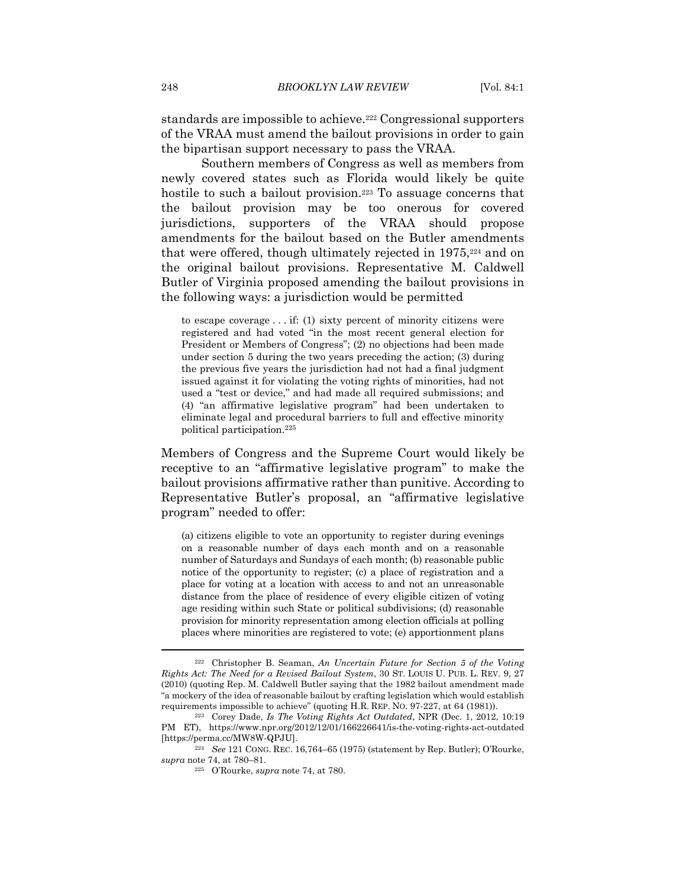standards are impossible to achieve.[222] Congressional supporters of the VRAA must amend the bailout provisions in order to gain the bipartisan support necessary to pass the VRAA.

Southern members of Congress as well as members from newly covered states such as Florida would likely be quite hostile to such a bailout provision.[223] To assuage concerns that the bailout provision may be too onerous for covered jurisdictions, supporters of the VRAA should propose amendments for the bailout based on the Butler amendments that were offered, though ultimately rejected in 1975,[224] and on the original bailout provisions. Representative M. Caldwell Butler of Virginia proposed amending the bailout provisions in the following ways: a jurisdiction would be permitted

> to escape coverage . . . if: (1) sixty percent of minority citizens were registered and had voted "in the most recent general election for President or Members of Congress"; (2) no objections had been made under section 5 during the two years preceding the action; (3) during the previous five years the jurisdiction had not had a final judgment issued against it for violating the voting rights of minorities, had not used a "test or device," and had made all required submissions; and (4) "an affirmative legislative program" had been undertaken to eliminate legal and procedural barriers to full and effective minority political participation.[225]

Members of Congress and the Supreme Court would likely be receptive to an "affirmative legislative program" to make the bailout provisions affirmative rather than punitive. According to Representative Butler's proposal, an "affirmative legislative program" needed to offer:

> (a) citizens eligible to vote an opportunity to register during evenings on a reasonable number of days each month and on a reasonable number of Saturdays and Sundays of each month; (b) reasonable public notice of the opportunity to register; (c) a place of registration and a place for voting at a location with access to and not an unreasonable distance from the place of residence of every eligible citizen of voting age residing within such State or political subdivisions; (d) reasonable provision for minority representation among election officials at polling places where minorities are registered to vote; (e) apportionment plans

---

[222] Christopher B. Seaman, *An Uncertain Future for Section 5 of the Voting Rights Act: The Need for a Revised Bailout System*, 30 ST. LOUIS U. PUB. L. REV. 9, 27 (2010) (quoting Rep. M. Caldwell Butler saying that the 1982 bailout amendment made "a mockery of the idea of reasonable bailout by crafting legislation which would establish requirements impossible to achieve" (quoting H.R. REP. NO. 97-227, at 64 (1981)).

[223] Corey Dade, *Is The Voting Rights Act Outdated*, NPR (Dec. 1, 2012, 10:19 PM ET), https://www.npr.org/2012/12/01/166226641/is-the-voting-rights-act-outdated [https://perma.cc/MW8W-QPJU].

[224] *See* 121 CONG. REC. 16,764–65 (1975) (statement by Rep. Butler); O'Rourke, *supra* note 74, at 780–81.

[225] O'Rourke, *supra* note 74, at 780.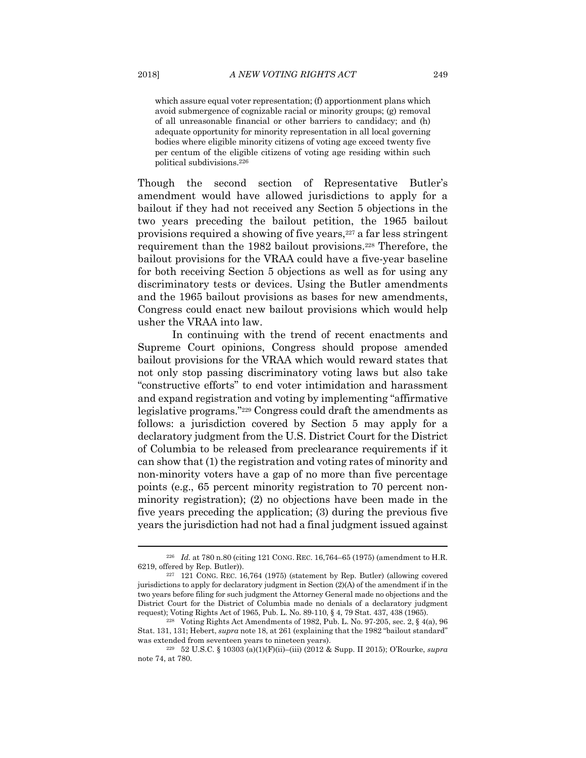> which assure equal voter representation; (f) apportionment plans which avoid submergence of cognizable racial or minority groups; (g) removal of all unreasonable financial or other barriers to candidacy; and (h) adequate opportunity for minority representation in all local governing bodies where eligible minority citizens of voting age exceed twenty five per centum of the eligible citizens of voting age residing within such political subdivisions.[226]

Though the second section of Representative Butler's amendment would have allowed jurisdictions to apply for a bailout if they had not received any Section 5 objections in the two years preceding the bailout petition, the 1965 bailout provisions required a showing of five years,[227] a far less stringent requirement than the 1982 bailout provisions.[228] Therefore, the bailout provisions for the VRAA could have a five-year baseline for both receiving Section 5 objections as well as for using any discriminatory tests or devices. Using the Butler amendments and the 1965 bailout provisions as bases for new amendments, Congress could enact new bailout provisions which would help usher the VRAA into law.

In continuing with the trend of recent enactments and Supreme Court opinions, Congress should propose amended bailout provisions for the VRAA which would reward states that not only stop passing discriminatory voting laws but also take "constructive efforts" to end voter intimidation and harassment and expand registration and voting by implementing "affirmative legislative programs."[229] Congress could draft the amendments as follows: a jurisdiction covered by Section 5 may apply for a declaratory judgment from the U.S. District Court for the District of Columbia to be released from preclearance requirements if it can show that (1) the registration and voting rates of minority and non-minority voters have a gap of no more than five percentage points (e.g., 65 percent minority registration to 70 percent non-minority registration); (2) no objections have been made in the five years preceding the application; (3) during the previous five years the jurisdiction had not had a final judgment issued against

---

[226] *Id.* at 780 n.80 (citing 121 CONG. REC. 16,764–65 (1975) (amendment to H.R. 6219, offered by Rep. Butler)).

[227] 121 CONG. REC. 16,764 (1975) (statement by Rep. Butler) (allowing covered jurisdictions to apply for declaratory judgment in Section (2)(A) of the amendment if in the two years before filing for such judgment the Attorney General made no objections and the District Court for the District of Columbia made no denials of a declaratory judgment request); Voting Rights Act of 1965, Pub. L. No. 89-110, § 4, 79 Stat. 437, 438 (1965).

[228] Voting Rights Act Amendments of 1982, Pub. L. No. 97-205, sec. 2, § 4(a), 96 Stat. 131, 131; Hebert, *supra* note 18, at 261 (explaining that the 1982 "bailout standard" was extended from seventeen years to nineteen years).

[229] 52 U.S.C. § 10303 (a)(1)(F)(ii)–(iii) (2012 & Supp. II 2015); O'Rourke, *supra* note 74, at 780.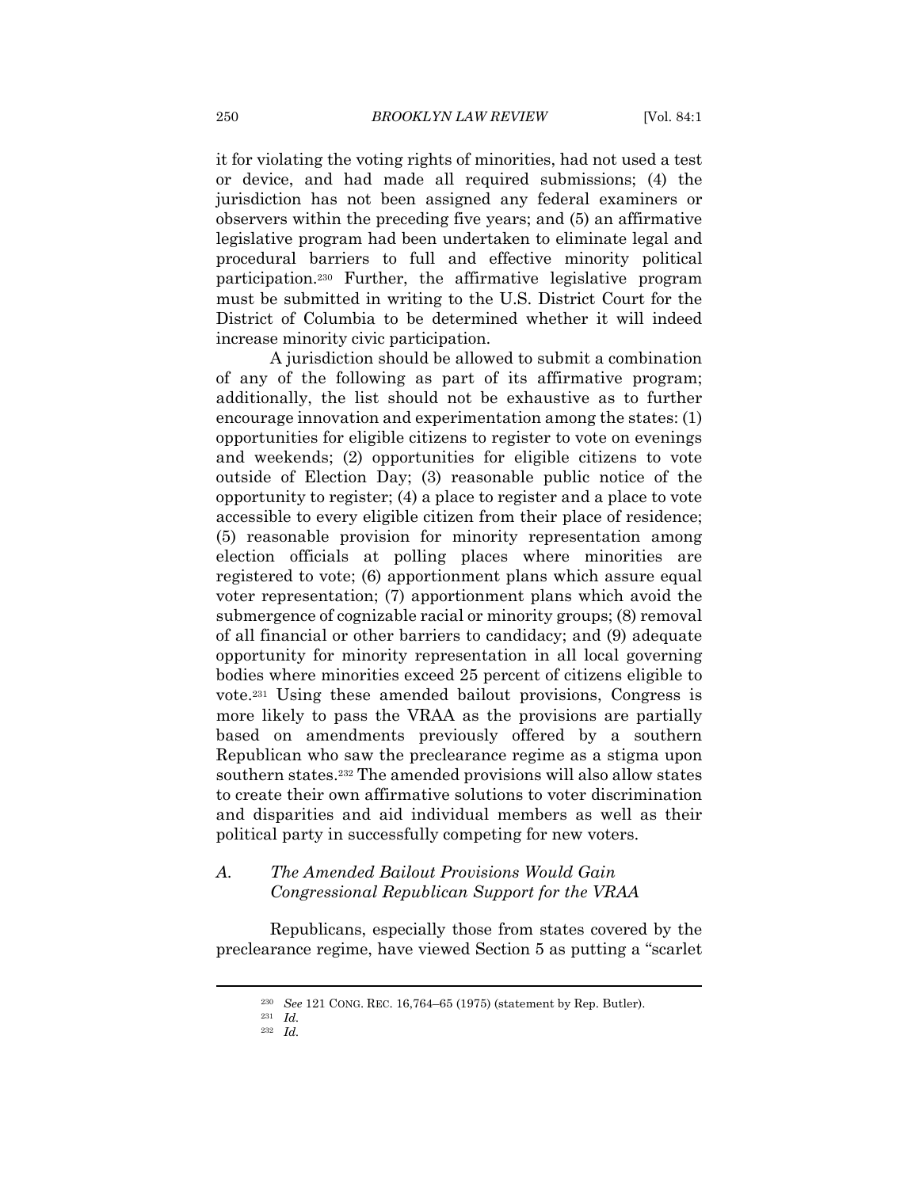it for violating the voting rights of minorities, had not used a test or device, and had made all required submissions; (4) the jurisdiction has not been assigned any federal examiners or observers within the preceding five years; and (5) an affirmative legislative program had been undertaken to eliminate legal and procedural barriers to full and effective minority political participation.[230] Further, the affirmative legislative program must be submitted in writing to the U.S. District Court for the District of Columbia to be determined whether it will indeed increase minority civic participation.

A jurisdiction should be allowed to submit a combination of any of the following as part of its affirmative program; additionally, the list should not be exhaustive as to further encourage innovation and experimentation among the states: (1) opportunities for eligible citizens to register to vote on evenings and weekends; (2) opportunities for eligible citizens to vote outside of Election Day; (3) reasonable public notice of the opportunity to register; (4) a place to register and a place to vote accessible to every eligible citizen from their place of residence; (5) reasonable provision for minority representation among election officials at polling places where minorities are registered to vote; (6) apportionment plans which assure equal voter representation; (7) apportionment plans which avoid the submergence of cognizable racial or minority groups; (8) removal of all financial or other barriers to candidacy; and (9) adequate opportunity for minority representation in all local governing bodies where minorities exceed 25 percent of citizens eligible to vote.[231] Using these amended bailout provisions, Congress is more likely to pass the VRAA as the provisions are partially based on amendments previously offered by a southern Republican who saw the preclearance regime as a stigma upon southern states.[232] The amended provisions will also allow states to create their own affirmative solutions to voter discrimination and disparities and aid individual members as well as their political party in successfully competing for new voters.

### A. *The Amended Bailout Provisions Would Gain Congressional Republican Support for the VRAA*

Republicans, especially those from states covered by the preclearance regime, have viewed Section 5 as putting a "scarlet

---

[230] *See* 121 CONG. REC. 16,764–65 (1975) (statement by Rep. Butler).

[231] *Id.*

[232] *Id.*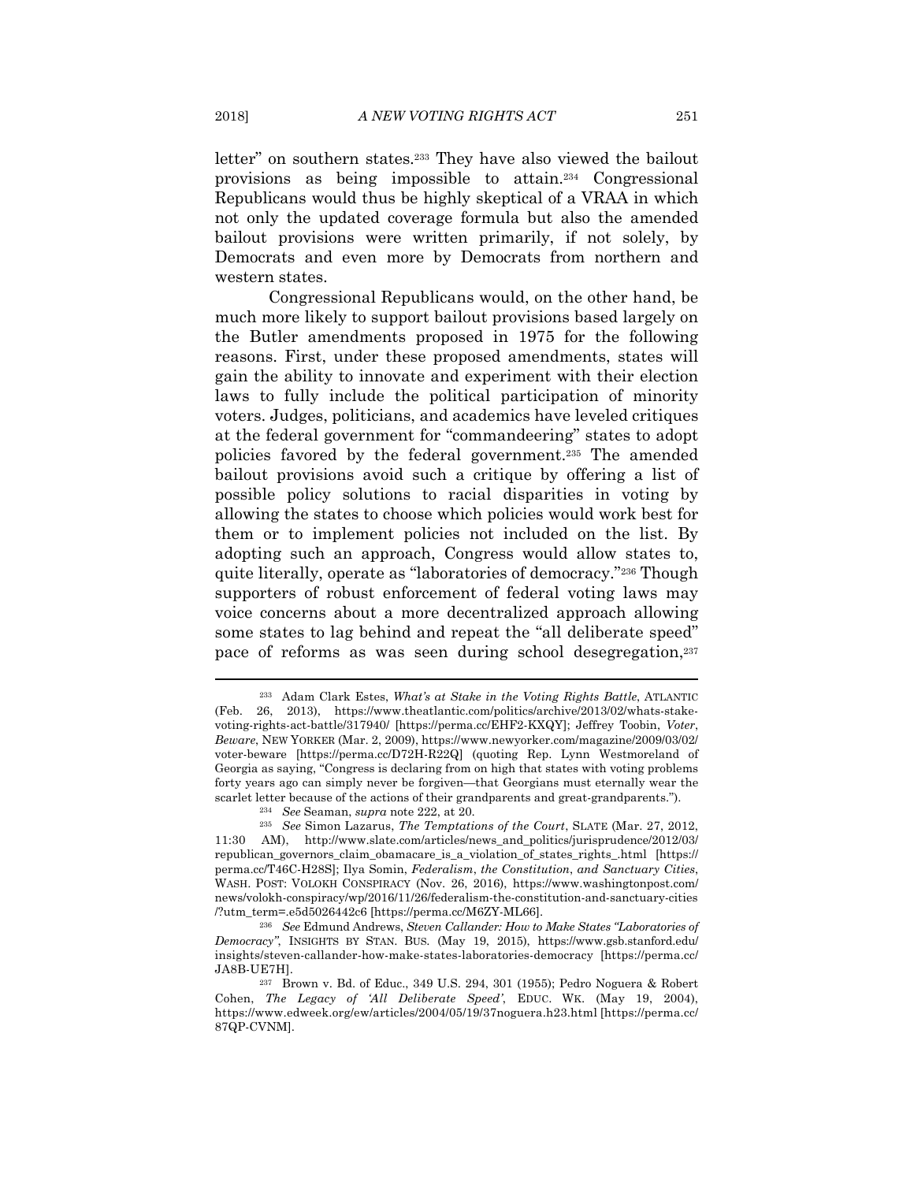letter" on southern states.[233] They have also viewed the bailout provisions as being impossible to attain.[234] Congressional Republicans would thus be highly skeptical of a VRAA in which not only the updated coverage formula but also the amended bailout provisions were written primarily, if not solely, by Democrats and even more by Democrats from northern and western states.

Congressional Republicans would, on the other hand, be much more likely to support bailout provisions based largely on the Butler amendments proposed in 1975 for the following reasons. First, under these proposed amendments, states will gain the ability to innovate and experiment with their election laws to fully include the political participation of minority voters. Judges, politicians, and academics have leveled critiques at the federal government for "commandeering" states to adopt policies favored by the federal government.[235] The amended bailout provisions avoid such a critique by offering a list of possible policy solutions to racial disparities in voting by allowing the states to choose which policies would work best for them or to implement policies not included on the list. By adopting such an approach, Congress would allow states to, quite literally, operate as "laboratories of democracy."[236] Though supporters of robust enforcement of federal voting laws may voice concerns about a more decentralized approach allowing some states to lag behind and repeat the "all deliberate speed" pace of reforms as was seen during school desegregation,[237]

---

[233] Adam Clark Estes, *What's at Stake in the Voting Rights Battle*, ATLANTIC (Feb. 26, 2013), https://www.theatlantic.com/politics/archive/2013/02/whats-stake-voting-rights-act-battle/317940/ [https://perma.cc/EHF2-KXQY]; Jeffrey Toobin, *Voter, Beware*, NEW YORKER (Mar. 2, 2009), https://www.newyorker.com/magazine/2009/03/02/voter-beware [https://perma.cc/D72H-R22Q] (quoting Rep. Lynn Westmoreland of Georgia as saying, "Congress is declaring from on high that states with voting problems forty years ago can simply never be forgiven—that Georgians must eternally wear the scarlet letter because of the actions of their grandparents and great-grandparents.").

[234] *See* Seaman, *supra* note 222, at 20.

[235] *See* Simon Lazarus, *The Temptations of the Court*, SLATE (Mar. 27, 2012, 11:30 AM), http://www.slate.com/articles/news_and_politics/jurisprudence/2012/03/republican_governors_claim_obamacare_is_a_violation_of_states_rights_.html [https://perma.cc/T46C-H28S]; Ilya Somin, *Federalism, the Constitution, and Sanctuary Cities*, WASH. POST: VOLOKH CONSPIRACY (Nov. 26, 2016), https://www.washingtonpost.com/news/volokh-conspiracy/wp/2016/11/26/federalism-the-constitution-and-sanctuary-cities/?utm_term=.e5d5026442c6 [https://perma.cc/M6ZY-ML66].

[236] *See* Edmund Andrews, *Steven Callander: How to Make States "Laboratories of Democracy"*, INSIGHTS BY STAN. BUS. (May 19, 2015), https://www.gsb.stanford.edu/insights/steven-callander-how-make-states-laboratories-democracy [https://perma.cc/JA8B-UE7H].

[237] Brown v. Bd. of Educ., 349 U.S. 294, 301 (1955); Pedro Noguera & Robert Cohen, *The Legacy of 'All Deliberate Speed'*, EDUC. WK. (May 19, 2004), https://www.edweek.org/ew/articles/2004/05/19/37noguera.h23.html [https://perma.cc/87QP-CVNM].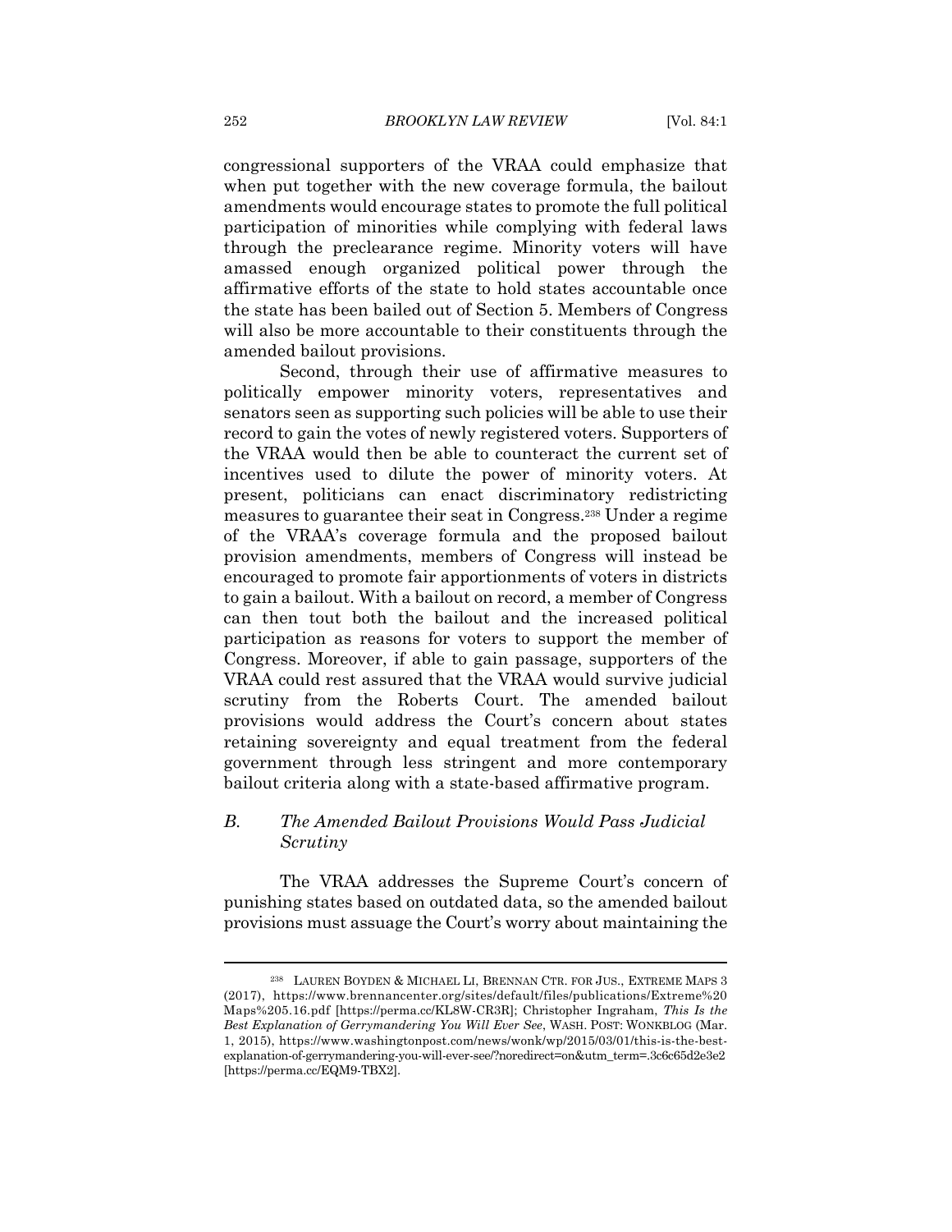congressional supporters of the VRAA could emphasize that when put together with the new coverage formula, the bailout amendments would encourage states to promote the full political participation of minorities while complying with federal laws through the preclearance regime. Minority voters will have amassed enough organized political power through the affirmative efforts of the state to hold states accountable once the state has been bailed out of Section 5. Members of Congress will also be more accountable to their constituents through the amended bailout provisions.

Second, through their use of affirmative measures to politically empower minority voters, representatives and senators seen as supporting such policies will be able to use their record to gain the votes of newly registered voters. Supporters of the VRAA would then be able to counteract the current set of incentives used to dilute the power of minority voters. At present, politicians can enact discriminatory redistricting measures to guarantee their seat in Congress.[238] Under a regime of the VRAA's coverage formula and the proposed bailout provision amendments, members of Congress will instead be encouraged to promote fair apportionments of voters in districts to gain a bailout. With a bailout on record, a member of Congress can then tout both the bailout and the increased political participation as reasons for voters to support the member of Congress. Moreover, if able to gain passage, supporters of the VRAA could rest assured that the VRAA would survive judicial scrutiny from the Roberts Court. The amended bailout provisions would address the Court's concern about states retaining sovereignty and equal treatment from the federal government through less stringent and more contemporary bailout criteria along with a state-based affirmative program.

### *B. The Amended Bailout Provisions Would Pass Judicial Scrutiny*

The VRAA addresses the Supreme Court's concern of punishing states based on outdated data, so the amended bailout provisions must assuage the Court's worry about maintaining the

---

[238] LAUREN BOYDEN & MICHAEL LI, BRENNAN CTR. FOR JUS., EXTREME MAPS 3 (2017), https://www.brennancenter.org/sites/default/files/publications/Extreme%20Maps%205.16.pdf [https://perma.cc/KL8W-CR3R]; Christopher Ingraham, *This Is the Best Explanation of Gerrymandering You Will Ever See*, WASH. POST: WONKBLOG (Mar. 1, 2015), https://www.washingtonpost.com/news/wonk/wp/2015/03/01/this-is-the-best-explanation-of-gerrymandering-you-will-ever-see/?noredirect=on&utm_term=.3c6c65d2e3e2 [https://perma.cc/EQM9-TBX2].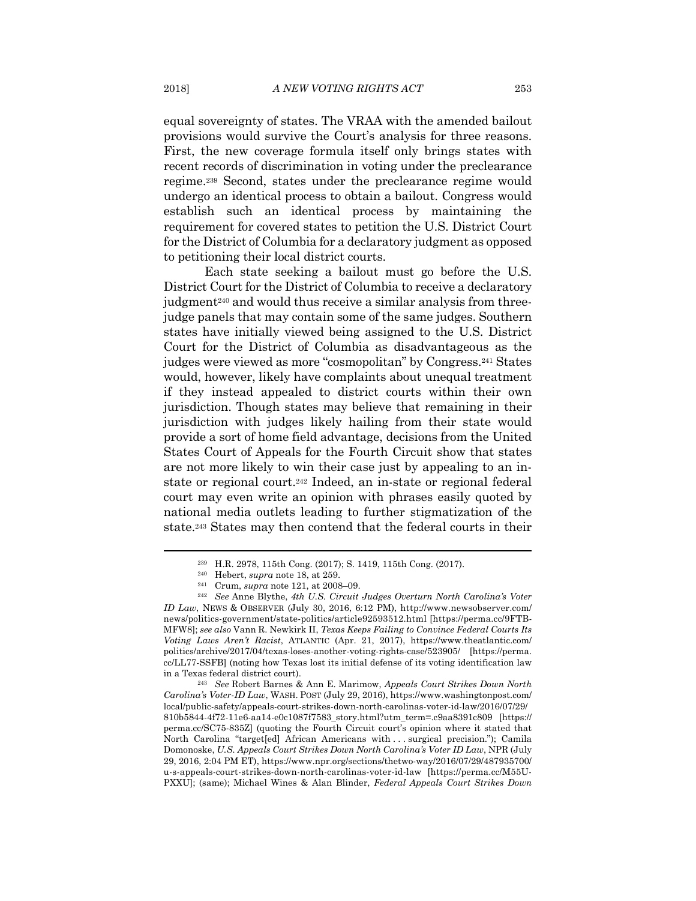equal sovereignty of states. The VRAA with the amended bailout provisions would survive the Court's analysis for three reasons. First, the new coverage formula itself only brings states with recent records of discrimination in voting under the preclearance regime.[239] Second, states under the preclearance regime would undergo an identical process to obtain a bailout. Congress would establish such an identical process by maintaining the requirement for covered states to petition the U.S. District Court for the District of Columbia for a declaratory judgment as opposed to petitioning their local district courts.

Each state seeking a bailout must go before the U.S. District Court for the District of Columbia to receive a declaratory judgment[240] and would thus receive a similar analysis from three-judge panels that may contain some of the same judges. Southern states have initially viewed being assigned to the U.S. District Court for the District of Columbia as disadvantageous as the judges were viewed as more "cosmopolitan" by Congress.[241] States would, however, likely have complaints about unequal treatment if they instead appealed to district courts within their own jurisdiction. Though states may believe that remaining in their jurisdiction with judges likely hailing from their state would provide a sort of home field advantage, decisions from the United States Court of Appeals for the Fourth Circuit show that states are not more likely to win their case just by appealing to an in-state or regional court.[242] Indeed, an in-state or regional federal court may even write an opinion with phrases easily quoted by national media outlets leading to further stigmatization of the state.[243] States may then contend that the federal courts in their

---

[239] H.R. 2978, 115th Cong. (2017); S. 1419, 115th Cong. (2017).

[240] Hebert, *supra* note 18, at 259.

[241] Crum, *supra* note 121, at 2008–09.

[242] *See* Anne Blythe, *4th U.S. Circuit Judges Overturn North Carolina's Voter ID Law*, NEWS & OBSERVER (July 30, 2016, 6:12 PM), http://www.newsobserver.com/news/politics-government/state-politics/article92593512.html [https://perma.cc/9FTB-MFW8]; *see also* Vann R. Newkirk II, *Texas Keeps Failing to Convince Federal Courts Its Voting Laws Aren't Racist*, ATLANTIC (Apr. 21, 2017), https://www.theatlantic.com/politics/archive/2017/04/texas-loses-another-voting-rights-case/523905/ [https://perma.cc/LL77-SSFB] (noting how Texas lost its initial defense of its voting identification law in a Texas federal district court).

[243] *See* Robert Barnes & Ann E. Marimow, *Appeals Court Strikes Down North Carolina's Voter-ID Law*, WASH. POST (July 29, 2016), https://www.washingtonpost.com/local/public-safety/appeals-court-strikes-down-north-carolinas-voter-id-law/2016/07/29/810b5844-4f72-11e6-aa14-e0c1087f7583_story.html?utm_term=.c9aa8391c809 [https://perma.cc/SC75-835Z] (quoting the Fourth Circuit court's opinion where it stated that North Carolina "target[ed] African Americans with . . . surgical precision."); Camila Domonoske, *U.S. Appeals Court Strikes Down North Carolina's Voter ID Law*, NPR (July 29, 2016, 2:04 PM ET), https://www.npr.org/sections/thetwo-way/2016/07/29/487935700/u-s-appeals-court-strikes-down-north-carolinas-voter-id-law [https://perma.cc/M55U-PXXU]; (same); Michael Wines & Alan Blinder, *Federal Appeals Court Strikes Down*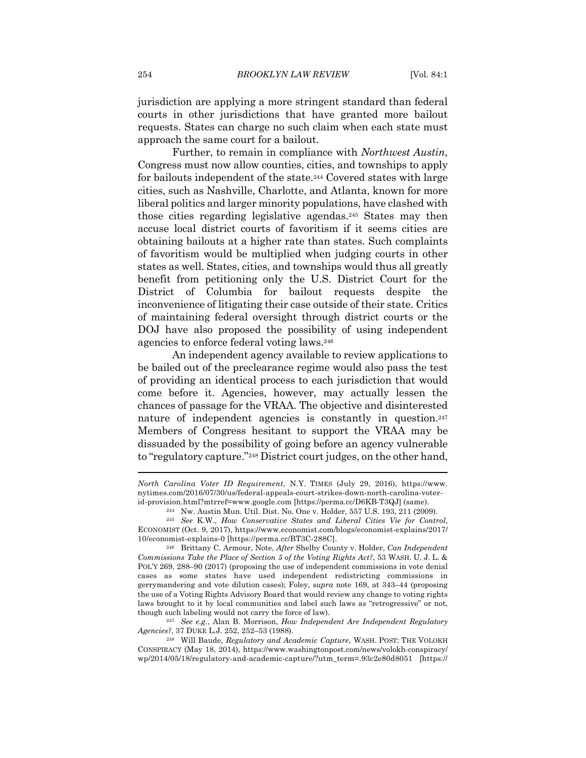jurisdiction are applying a more stringent standard than federal courts in other jurisdictions that have granted more bailout requests. States can charge no such claim when each state must approach the same court for a bailout.

Further, to remain in compliance with *Northwest Austin*, Congress must now allow counties, cities, and townships to apply for bailouts independent of the state.[244] Covered states with large cities, such as Nashville, Charlotte, and Atlanta, known for more liberal politics and larger minority populations, have clashed with those cities regarding legislative agendas.[245] States may then accuse local district courts of favoritism if it seems cities are obtaining bailouts at a higher rate than states. Such complaints of favoritism would be multiplied when judging courts in other states as well. States, cities, and townships would thus all greatly benefit from petitioning only the U.S. District Court for the District of Columbia for bailout requests despite the inconvenience of litigating their case outside of their state. Critics of maintaining federal oversight through district courts or the DOJ have also proposed the possibility of using independent agencies to enforce federal voting laws.[246]

An independent agency available to review applications to be bailed out of the preclearance regime would also pass the test of providing an identical process to each jurisdiction that would come before it. Agencies, however, may actually lessen the chances of passage for the VRAA. The objective and disinterested nature of independent agencies is constantly in question.[247] Members of Congress hesitant to support the VRAA may be dissuaded by the possibility of going before an agency vulnerable to "regulatory capture."[248] District court judges, on the other hand,

---

*North Carolina Voter ID Requirement*, N.Y. TIMES (July 29, 2016), https://www.nytimes.com/2016/07/30/us/federal-appeals-court-strikes-down-north-carolina-voter-id-provision.html?mtrref=www.google.com [https://perma.cc/D6KB-T3QJ] (same).

[244] Nw. Austin Mun. Util. Dist. No. One v. Holder, 557 U.S. 193, 211 (2009).

[245] *See* K.W., *How Conservative States and Liberal Cities Vie for Control*, ECONOMIST (Oct. 9, 2017), https://www.economist.com/blogs/economist-explains/2017/10/economist-explains-0 [https://perma.cc/BT3C-288C].

[246] Brittany C. Armour, Note, *After* Shelby County v. Holder, *Can Independent Commissions Take the Place of Section 5 of the Voting Rights Act?*, 53 WASH. U. J. L. & POL'Y 269, 288–90 (2017) (proposing the use of independent commissions in vote denial cases as some states have used independent redistricting commissions in gerrymandering and vote dilution cases); Foley, *supra* note 169, at 343–44 (proposing the use of a Voting Rights Advisory Board that would review any change to voting rights laws brought to it by local communities and label such laws as "retrogressive" or not, though such labeling would not carry the force of law).

[247] *See e.g.*, Alan B. Morrison, *How Independent Are Independent Regulatory Agencies?*, 37 DUKE L.J. 252, 252–53 (1988).

[248] Will Baude, *Regulatory and Academic Capture*, WASH. POST: THE VOLOKH CONSPIRACY (May 18, 2014), https://www.washingtonpost.com/news/volokh-conspiracy/wp/2014/05/18/regulatory-and-academic-capture/?utm_term=.93c2e80d8051 [https://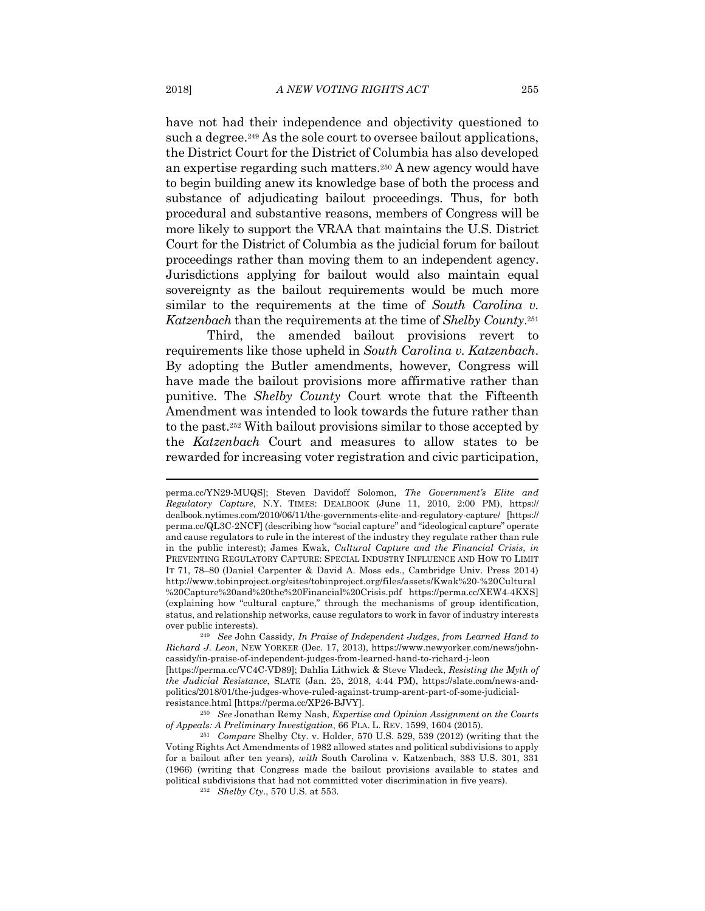have not had their independence and objectivity questioned to such a degree.[249] As the sole court to oversee bailout applications, the District Court for the District of Columbia has also developed an expertise regarding such matters.[250] A new agency would have to begin building anew its knowledge base of both the process and substance of adjudicating bailout proceedings. Thus, for both procedural and substantive reasons, members of Congress will be more likely to support the VRAA that maintains the U.S. District Court for the District of Columbia as the judicial forum for bailout proceedings rather than moving them to an independent agency. Jurisdictions applying for bailout would also maintain equal sovereignty as the bailout requirements would be much more similar to the requirements at the time of *South Carolina v. Katzenbach* than the requirements at the time of *Shelby County*.[251]

Third, the amended bailout provisions revert to requirements like those upheld in *South Carolina v. Katzenbach*. By adopting the Butler amendments, however, Congress will have made the bailout provisions more affirmative rather than punitive. The *Shelby County* Court wrote that the Fifteenth Amendment was intended to look towards the future rather than to the past.[252] With bailout provisions similar to those accepted by the *Katzenbach* Court and measures to allow states to be rewarded for increasing voter registration and civic participation,

---

perma.cc/YN29-MUQS]; Steven Davidoff Solomon, *The Government's Elite and Regulatory Capture*, N.Y. TIMES: DEALBOOK (June 11, 2010, 2:00 PM), https://dealbook.nytimes.com/2010/06/11/the-governments-elite-and-regulatory-capture/ [https://perma.cc/QL3C-2NCF] (describing how "social capture" and "ideological capture" operate and cause regulators to rule in the interest of the industry they regulate rather than rule in the public interest); James Kwak, *Cultural Capture and the Financial Crisis*, *in* PREVENTING REGULATORY CAPTURE: SPECIAL INDUSTRY INFLUENCE AND HOW TO LIMIT IT 71, 78–80 (Daniel Carpenter & David A. Moss eds., Cambridge Univ. Press 2014) http://www.tobinproject.org/sites/tobinproject.org/files/assets/Kwak%20-%20Cultural%20Capture%20and%20the%20Financial%20Crisis.pdf https://perma.cc/XEW4-4KXS] (explaining how "cultural capture," through the mechanisms of group identification, status, and relationship networks, cause regulators to work in favor of industry interests over public interests).

[249] *See* John Cassidy, *In Praise of Independent Judges*, *from Learned Hand to Richard J. Leon*, NEW YORKER (Dec. 17, 2013), https://www.newyorker.com/news/john-cassidy/in-praise-of-independent-judges-from-learned-hand-to-richard-j-leon [https://perma.cc/VC4C-VD89]; Dahlia Lithwick & Steve Vladeck, *Resisting the Myth of the Judicial Resistance*, SLATE (Jan. 25, 2018, 4:44 PM), https://slate.com/news-and-politics/2018/01/the-judges-whove-ruled-against-trump-arent-part-of-some-judicial-resistance.html [https://perma.cc/XP26-BJVY].

[250] *See* Jonathan Remy Nash, *Expertise and Opinion Assignment on the Courts of Appeals: A Preliminary Investigation*, 66 FLA. L. REV. 1599, 1604 (2015).

[251] *Compare* Shelby Cty. v. Holder, 570 U.S. 529, 539 (2012) (writing that the Voting Rights Act Amendments of 1982 allowed states and political subdivisions to apply for a bailout after ten years), *with* South Carolina v. Katzenbach, 383 U.S. 301, 331 (1966) (writing that Congress made the bailout provisions available to states and political subdivisions that had not committed voter discrimination in five years).

[252] *Shelby Cty.*, 570 U.S. at 553.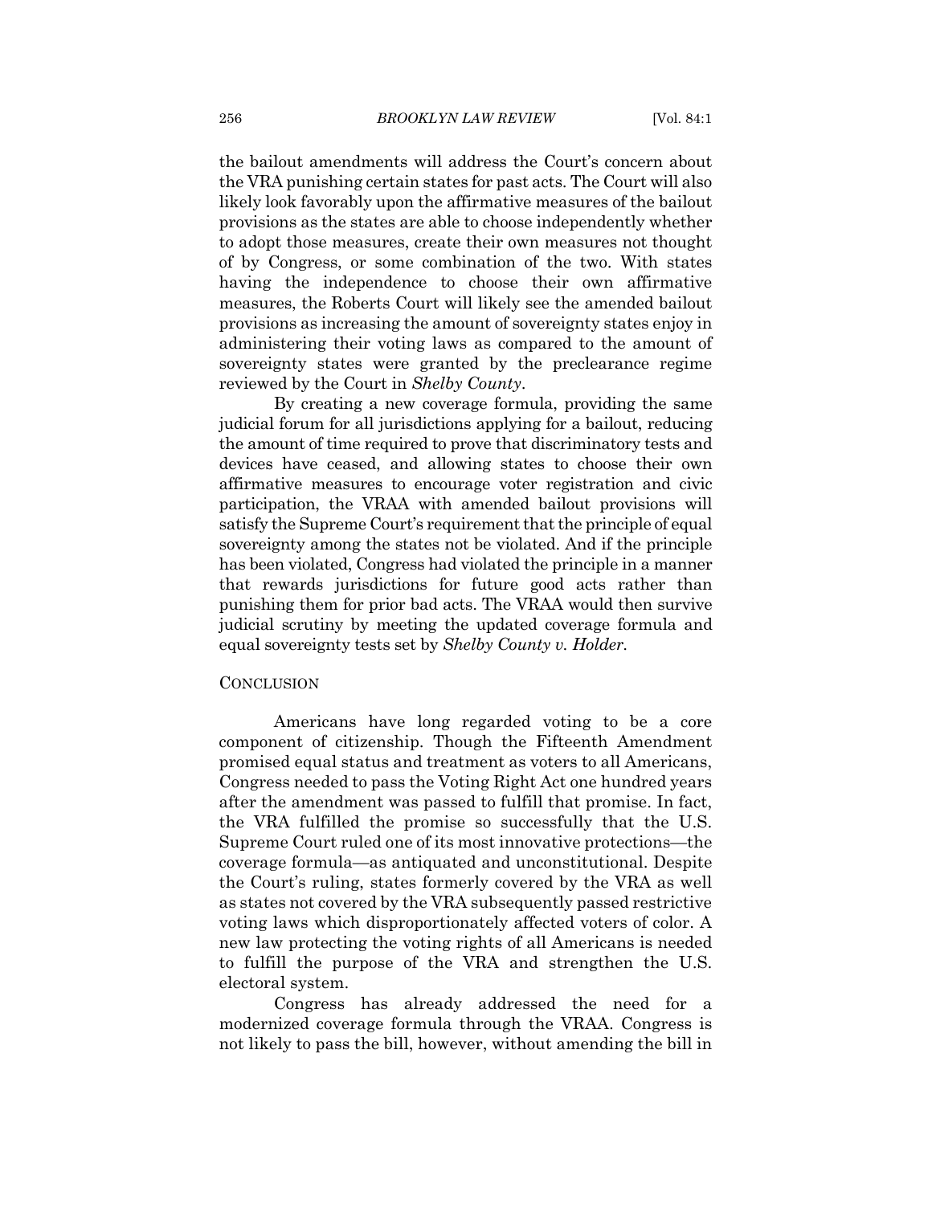the bailout amendments will address the Court's concern about the VRA punishing certain states for past acts. The Court will also likely look favorably upon the affirmative measures of the bailout provisions as the states are able to choose independently whether to adopt those measures, create their own measures not thought of by Congress, or some combination of the two. With states having the independence to choose their own affirmative measures, the Roberts Court will likely see the amended bailout provisions as increasing the amount of sovereignty states enjoy in administering their voting laws as compared to the amount of sovereignty states were granted by the preclearance regime reviewed by the Court in *Shelby County*.

By creating a new coverage formula, providing the same judicial forum for all jurisdictions applying for a bailout, reducing the amount of time required to prove that discriminatory tests and devices have ceased, and allowing states to choose their own affirmative measures to encourage voter registration and civic participation, the VRAA with amended bailout provisions will satisfy the Supreme Court's requirement that the principle of equal sovereignty among the states not be violated. And if the principle has been violated, Congress had violated the principle in a manner that rewards jurisdictions for future good acts rather than punishing them for prior bad acts. The VRAA would then survive judicial scrutiny by meeting the updated coverage formula and equal sovereignty tests set by *Shelby County v. Holder*.

## CONCLUSION

Americans have long regarded voting to be a core component of citizenship. Though the Fifteenth Amendment promised equal status and treatment as voters to all Americans, Congress needed to pass the Voting Right Act one hundred years after the amendment was passed to fulfill that promise. In fact, the VRA fulfilled the promise so successfully that the U.S. Supreme Court ruled one of its most innovative protections—the coverage formula—as antiquated and unconstitutional. Despite the Court's ruling, states formerly covered by the VRA as well as states not covered by the VRA subsequently passed restrictive voting laws which disproportionately affected voters of color. A new law protecting the voting rights of all Americans is needed to fulfill the purpose of the VRA and strengthen the U.S. electoral system.

Congress has already addressed the need for a modernized coverage formula through the VRAA. Congress is not likely to pass the bill, however, without amending the bill in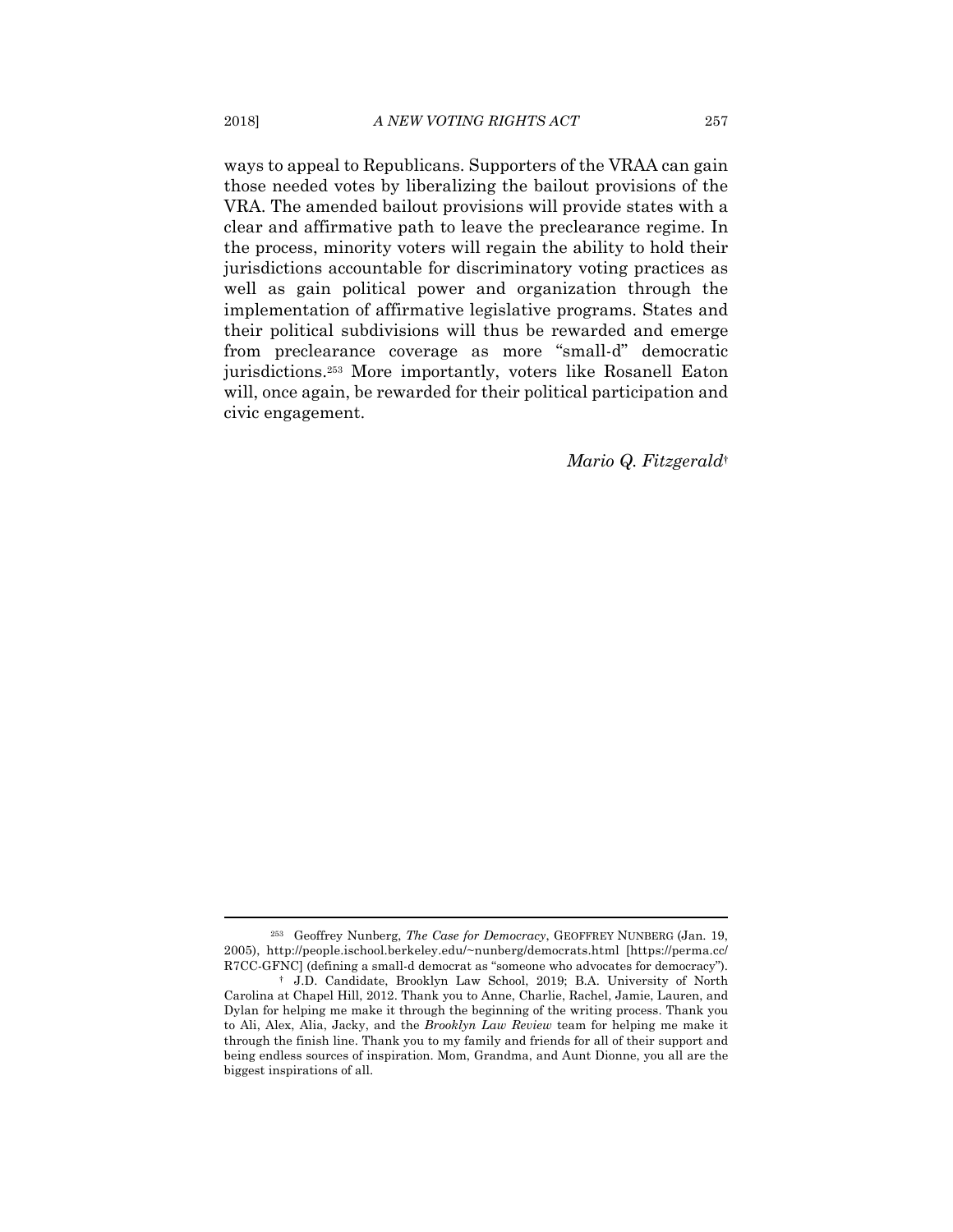ways to appeal to Republicans. Supporters of the VRAA can gain those needed votes by liberalizing the bailout provisions of the VRA. The amended bailout provisions will provide states with a clear and affirmative path to leave the preclearance regime. In the process, minority voters will regain the ability to hold their jurisdictions accountable for discriminatory voting practices as well as gain political power and organization through the implementation of affirmative legislative programs. States and their political subdivisions will thus be rewarded and emerge from preclearance coverage as more "small-d" democratic jurisdictions.[253] More importantly, voters like Rosanell Eaton will, once again, be rewarded for their political participation and civic engagement.

*Mario Q. Fitzgerald*[†]

---

[253] Geoffrey Nunberg, *The Case for Democracy*, GEOFFREY NUNBERG (Jan. 19, 2005), http://people.ischool.berkeley.edu/~nunberg/democrats.html [https://perma.cc/R7CC-GFNC] (defining a small-d democrat as "someone who advocates for democracy").

[†] J.D. Candidate, Brooklyn Law School, 2019; B.A. University of North Carolina at Chapel Hill, 2012. Thank you to Anne, Charlie, Rachel, Jamie, Lauren, and Dylan for helping me make it through the beginning of the writing process. Thank you to Ali, Alex, Alia, Jacky, and the *Brooklyn Law Review* team for helping me make it through the finish line. Thank you to my family and friends for all of their support and being endless sources of inspiration. Mom, Grandma, and Aunt Dionne, you all are the biggest inspirations of all.